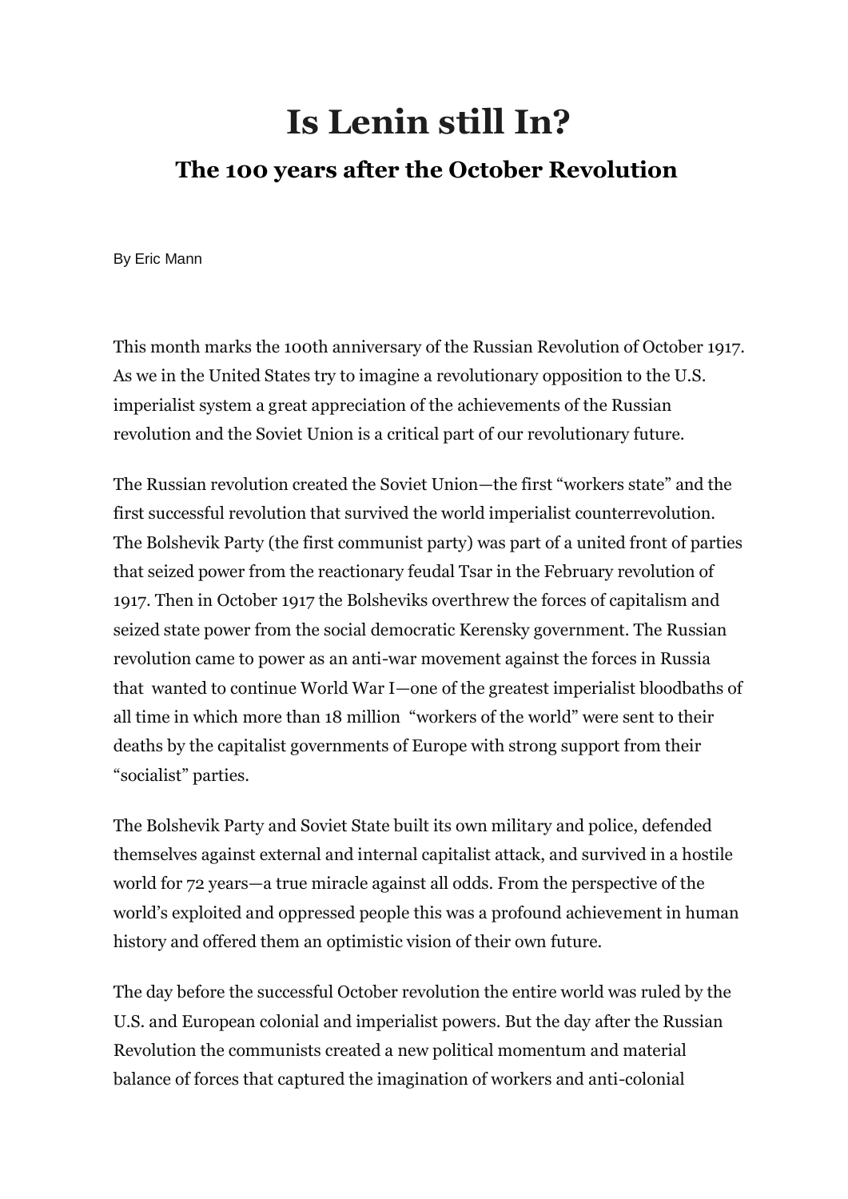# Is Lenin still In?

## The 100 years after the October Revolution

By Eric Mann

This month marks the 100th anniversary of the Russian Revolution of October 1917. As we in the United States try to imagine a revolutionary opposition to the U.S. imperialist system a great appreciation of the achievements of the Russian revolution and the Soviet Union is a critical part of our revolutionary future.

The Russian revolution created the Soviet Union—the first "workers state" and the first successful revolution that survived the world imperialist counterrevolution. The Bolshevik Party (the first communist party) was part of a united front of parties that seized power from the reactionary feudal Tsar in the February revolution of 1917. Then in October 1917 the Bolsheviks overthrew the forces of capitalism and seized state power from the social democratic Kerensky government. The Russian revolution came to power as an anti-war movement against the forces in Russia that wanted to continue World War I—one of the greatest imperialist bloodbaths of all time in which more than 18 million "workers of the world" were sent to their deaths by the capitalist governments of Europe with strong support from their "socialist" parties.

The Bolshevik Party and Soviet State built its own military and police, defended themselves against external and internal capitalist attack, and survived in a hostile world for 72 years—a true miracle against all odds. From the perspective of the world's exploited and oppressed people this was a profound achievement in human history and offered them an optimistic vision of their own future.

The day before the successful October revolution the entire world was ruled by the U.S. and European colonial and imperialist powers. But the day after the Russian Revolution the communists created a new political momentum and material balance of forces that captured the imagination of workers and anti-colonial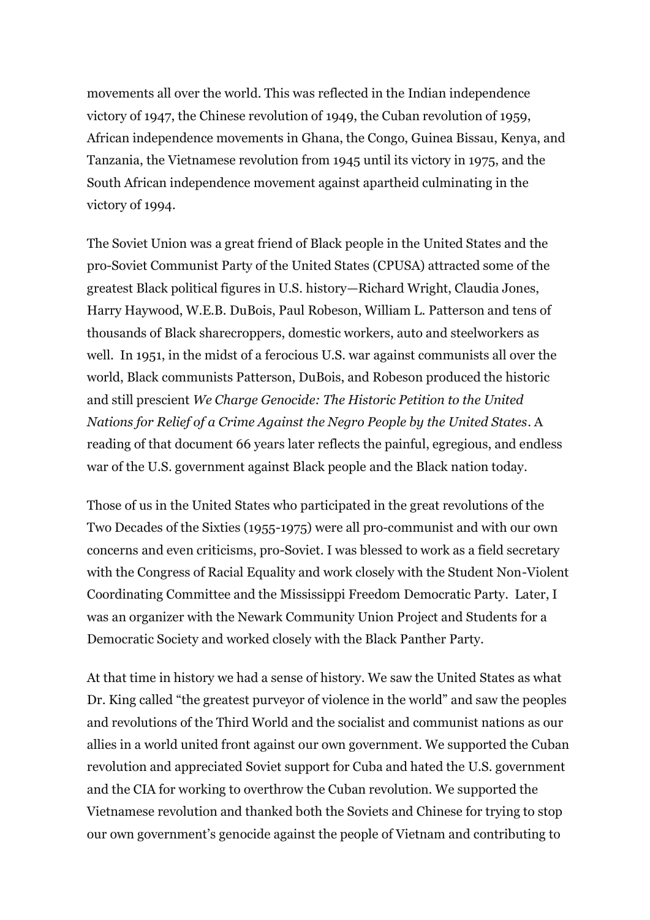movements all over the world. This was reflected in the Indian independence victory of 1947, the Chinese revolution of 1949, the Cuban revolution of 1959, African independence movements in Ghana, the Congo, Guinea Bissau, Kenya, and Tanzania, the Vietnamese revolution from 1945 until its victory in 1975, and the South African independence movement against apartheid culminating in the victory of 1994.

The Soviet Union was a great friend of Black people in the United States and the pro-Soviet Communist Party of the United States (CPUSA) attracted some of the greatest Black political figures in U.S. history—Richard Wright, Claudia Jones, Harry Haywood, W.E.B. DuBois, Paul Robeson, William L. Patterson and tens of thousands of Black sharecroppers, domestic workers, auto and steelworkers as well. In 1951, in the midst of a ferocious U.S. war against communists all over the world, Black communists Patterson, DuBois, and Robeson produced the historic and still prescient *We Charge Genocide: The Historic Petition to the United Nations for Relief of a Crime Against the Negro People by the United States*. A reading of that document 66 years later reflects the painful, egregious, and endless war of the U.S. government against Black people and the Black nation today.

Those of us in the United States who participated in the great revolutions of the Two Decades of the Sixties (1955-1975) were all pro-communist and with our own concerns and even criticisms, pro-Soviet. I was blessed to work as a field secretary with the Congress of Racial Equality and work closely with the Student Non-Violent Coordinating Committee and the Mississippi Freedom Democratic Party. Later, I was an organizer with the Newark Community Union Project and Students for a Democratic Society and worked closely with the Black Panther Party.

At that time in history we had a sense of history. We saw the United States as what Dr. King called "the greatest purveyor of violence in the world" and saw the peoples and revolutions of the Third World and the socialist and communist nations as our allies in a world united front against our own government. We supported the Cuban revolution and appreciated Soviet support for Cuba and hated the U.S. government and the CIA for working to overthrow the Cuban revolution. We supported the Vietnamese revolution and thanked both the Soviets and Chinese for trying to stop our own government's genocide against the people of Vietnam and contributing to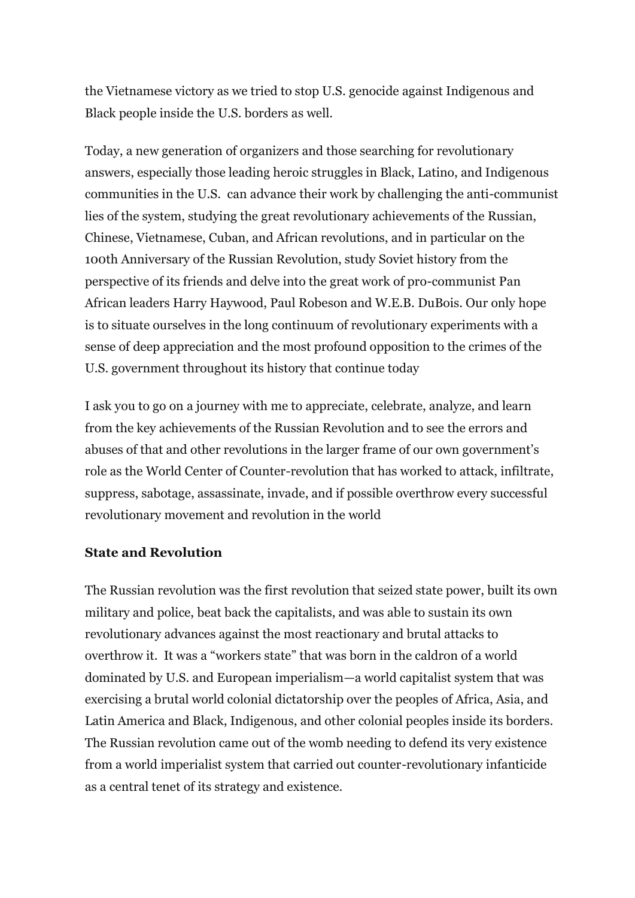the Vietnamese victory as we tried to stop U.S. genocide against Indigenous and Black people inside the U.S. borders as well.

Today, a new generation of organizers and those searching for revolutionary answers, especially those leading heroic struggles in Black, Latino, and Indigenous communities in the U.S. can advance their work by challenging the anti-communist lies of the system, studying the great revolutionary achievements of the Russian, Chinese, Vietnamese, Cuban, and African revolutions, and in particular on the 100th Anniversary of the Russian Revolution, study Soviet history from the perspective of its friends and delve into the great work of pro-communist Pan African leaders Harry Haywood, Paul Robeson and W.E.B. DuBois. Our only hope is to situate ourselves in the long continuum of revolutionary experiments with a sense of deep appreciation and the most profound opposition to the crimes of the U.S. government throughout its history that continue today

I ask you to go on a journey with me to appreciate, celebrate, analyze, and learn from the key achievements of the Russian Revolution and to see the errors and abuses of that and other revolutions in the larger frame of our own government's role as the World Center of Counter-revolution that has worked to attack, infiltrate, suppress, sabotage, assassinate, invade, and if possible overthrow every successful revolutionary movement and revolution in the world

**State and Revolution**

The Russian revolution was the first revolution that seized state power, built its own military and police, beat back the capitalists, and was able to sustain its own revolutionary advances against the most reactionary and brutal attacks to overthrow it. It was a "workers state" that was born in the caldron of a world dominated by U.S. and European imperialism—a world capitalist system that was exercising a brutal world colonial dictatorship over the peoples of Africa, Asia, and Latin America and Black, Indigenous, and other colonial peoples inside its borders. The Russian revolution came out of the womb needing to defend its very existence from a world imperialist system that carried out counter-revolutionary infanticide as a central tenet of its strategy and existence.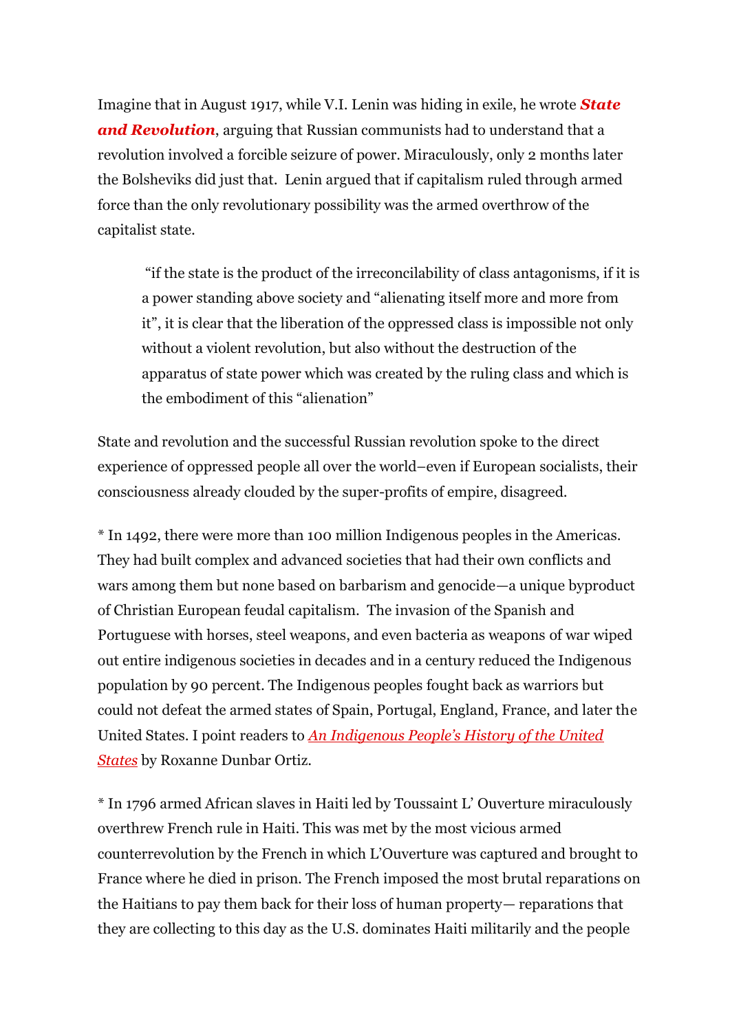Imagine that in August 1917, while V.I. Lenin was hiding in exile, he wrote ***State and Revolution***, arguing that Russian communists had to understand that a revolution involved a forcible seizure of power. Miraculously, only 2 months later the Bolsheviks did just that. Lenin argued that if capitalism ruled through armed force than the only revolutionary possibility was the armed overthrow of the capitalist state.

> "if the state is the product of the irreconcilability of class antagonisms, if it is a power standing above society and "alienating itself more and more from it", it is clear that the liberation of the oppressed class is impossible not only without a violent revolution, but also without the destruction of the apparatus of state power which was created by the ruling class and which is the embodiment of this "alienation"

State and revolution and the successful Russian revolution spoke to the direct experience of oppressed people all over the world–even if European socialists, their consciousness already clouded by the super-profits of empire, disagreed.

* In 1492, there were more than 100 million Indigenous peoples in the Americas. They had built complex and advanced societies that had their own conflicts and wars among them but none based on barbarism and genocide—a unique byproduct of Christian European feudal capitalism. The invasion of the Spanish and Portuguese with horses, steel weapons, and even bacteria as weapons of war wiped out entire indigenous societies in decades and in a century reduced the Indigenous population by 90 percent. The Indigenous peoples fought back as warriors but could not defeat the armed states of Spain, Portugal, England, France, and later the United States. I point readers to *An Indigenous People's History of the United States* by Roxanne Dunbar Ortiz.

* In 1796 armed African slaves in Haiti led by Toussaint L' Ouverture miraculously overthrew French rule in Haiti. This was met by the most vicious armed counterrevolution by the French in which L'Ouverture was captured and brought to France where he died in prison. The French imposed the most brutal reparations on the Haitians to pay them back for their loss of human property— reparations that they are collecting to this day as the U.S. dominates Haiti militarily and the people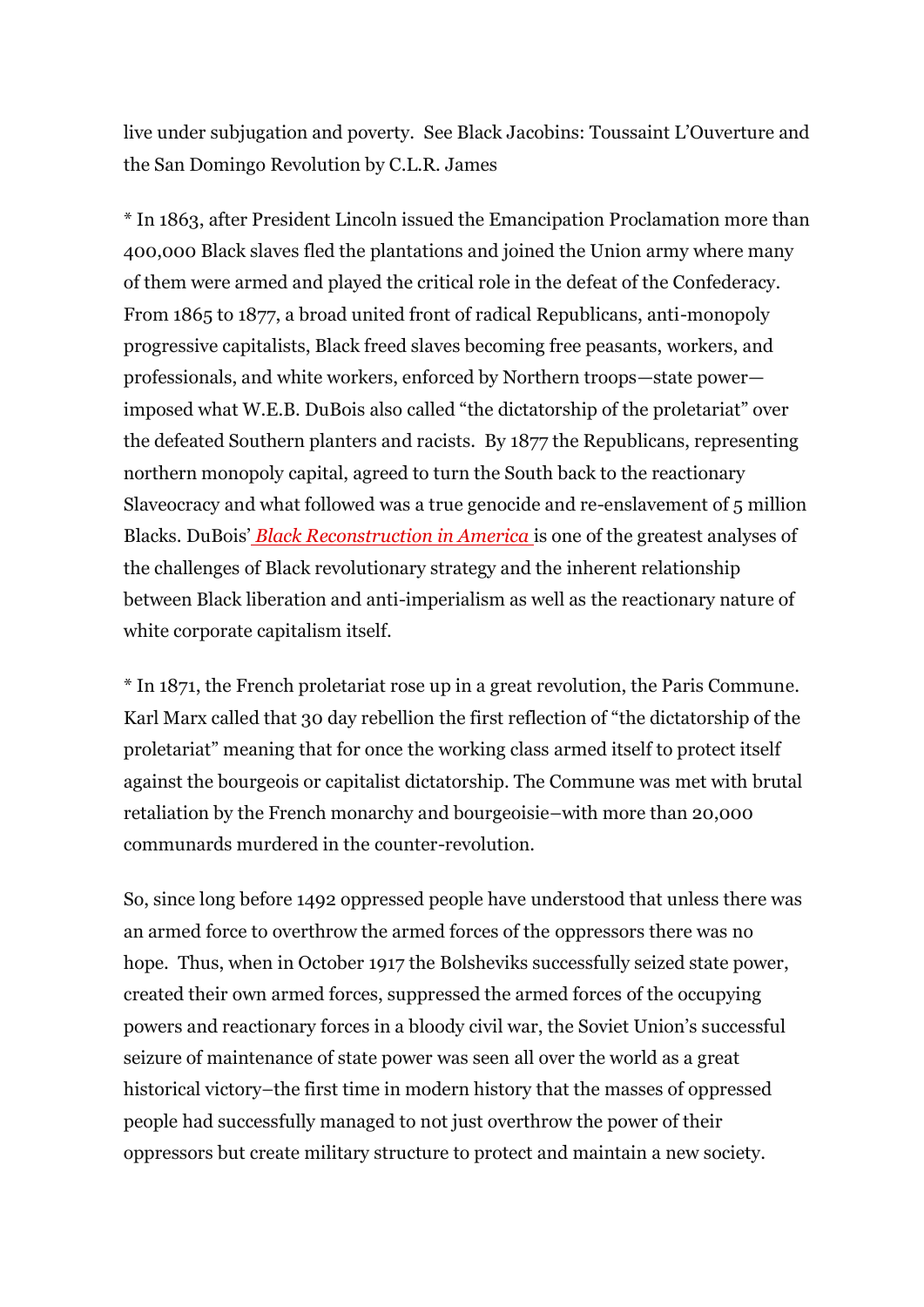live under subjugation and poverty. See Black Jacobins: Toussaint L'Ouverture and the San Domingo Revolution by C.L.R. James

* In 1863, after President Lincoln issued the Emancipation Proclamation more than 400,000 Black slaves fled the plantations and joined the Union army where many of them were armed and played the critical role in the defeat of the Confederacy. From 1865 to 1877, a broad united front of radical Republicans, anti-monopoly progressive capitalists, Black freed slaves becoming free peasants, workers, and professionals, and white workers, enforced by Northern troops—state power—imposed what W.E.B. DuBois also called "the dictatorship of the proletariat" over the defeated Southern planters and racists. By 1877 the Republicans, representing northern monopoly capital, agreed to turn the South back to the reactionary Slaveocracy and what followed was a true genocide and re-enslavement of 5 million Blacks. DuBois' *Black Reconstruction in America* is one of the greatest analyses of the challenges of Black revolutionary strategy and the inherent relationship between Black liberation and anti-imperialism as well as the reactionary nature of white corporate capitalism itself.

* In 1871, the French proletariat rose up in a great revolution, the Paris Commune. Karl Marx called that 30 day rebellion the first reflection of "the dictatorship of the proletariat" meaning that for once the working class armed itself to protect itself against the bourgeois or capitalist dictatorship. The Commune was met with brutal retaliation by the French monarchy and bourgeoisie–with more than 20,000 communards murdered in the counter-revolution.

So, since long before 1492 oppressed people have understood that unless there was an armed force to overthrow the armed forces of the oppressors there was no hope. Thus, when in October 1917 the Bolsheviks successfully seized state power, created their own armed forces, suppressed the armed forces of the occupying powers and reactionary forces in a bloody civil war, the Soviet Union's successful seizure of maintenance of state power was seen all over the world as a great historical victory–the first time in modern history that the masses of oppressed people had successfully managed to not just overthrow the power of their oppressors but create military structure to protect and maintain a new society.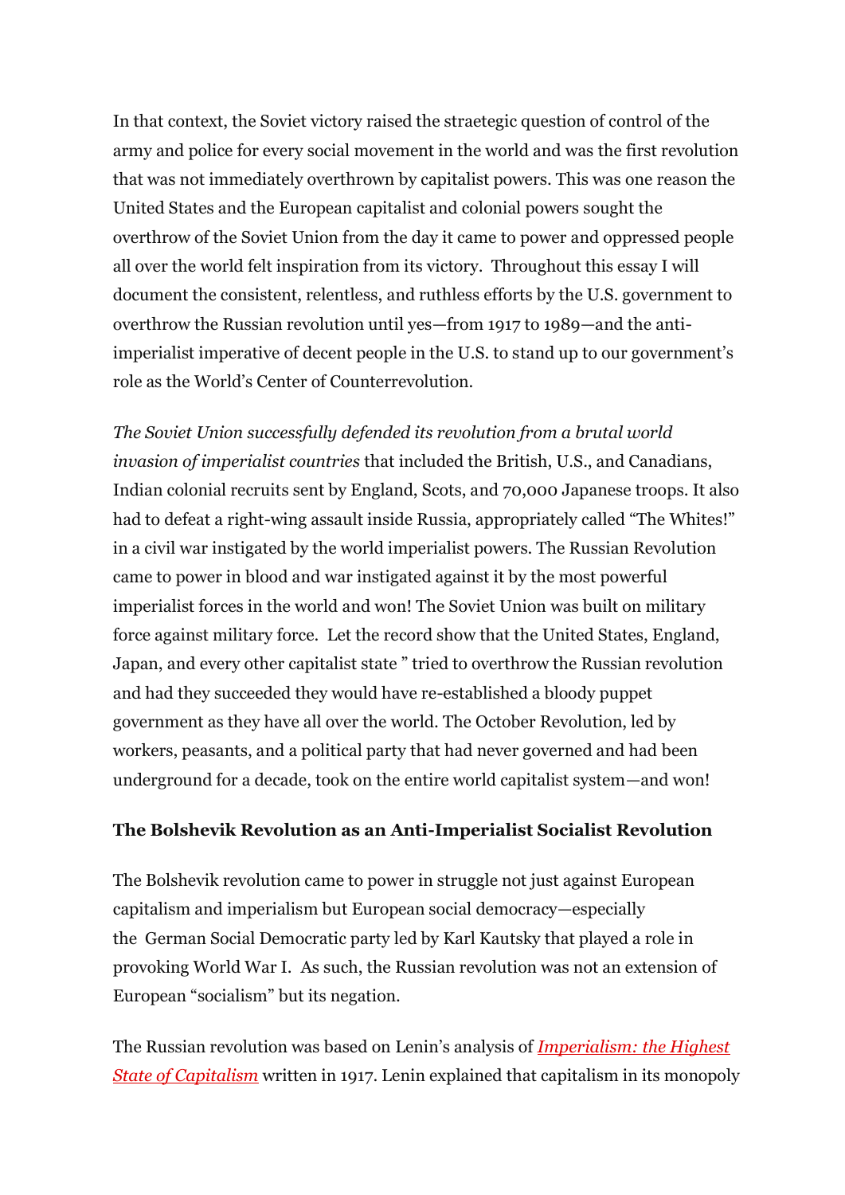In that context, the Soviet victory raised the straetegic question of control of the army and police for every social movement in the world and was the first revolution that was not immediately overthrown by capitalist powers. This was one reason the United States and the European capitalist and colonial powers sought the overthrow of the Soviet Union from the day it came to power and oppressed people all over the world felt inspiration from its victory. Throughout this essay I will document the consistent, relentless, and ruthless efforts by the U.S. government to overthrow the Russian revolution until yes—from 1917 to 1989—and the anti-imperialist imperative of decent people in the U.S. to stand up to our government's role as the World's Center of Counterrevolution.

*The Soviet Union successfully defended its revolution from a brutal world invasion of imperialist countries* that included the British, U.S., and Canadians, Indian colonial recruits sent by England, Scots, and 70,000 Japanese troops. It also had to defeat a right-wing assault inside Russia, appropriately called "The Whites!" in a civil war instigated by the world imperialist powers. The Russian Revolution came to power in blood and war instigated against it by the most powerful imperialist forces in the world and won! The Soviet Union was built on military force against military force. Let the record show that the United States, England, Japan, and every other capitalist state " tried to overthrow the Russian revolution and had they succeeded they would have re-established a bloody puppet government as they have all over the world. The October Revolution, led by workers, peasants, and a political party that had never governed and had been underground for a decade, took on the entire world capitalist system—and won!

**The Bolshevik Revolution as an Anti-Imperialist Socialist Revolution**

The Bolshevik revolution came to power in struggle not just against European capitalism and imperialism but European social democracy—especially the German Social Democratic party led by Karl Kautsky that played a role in provoking World War I. As such, the Russian revolution was not an extension of European "socialism" but its negation.

The Russian revolution was based on Lenin's analysis of *Imperialism: the Highest State of Capitalism* written in 1917. Lenin explained that capitalism in its monopoly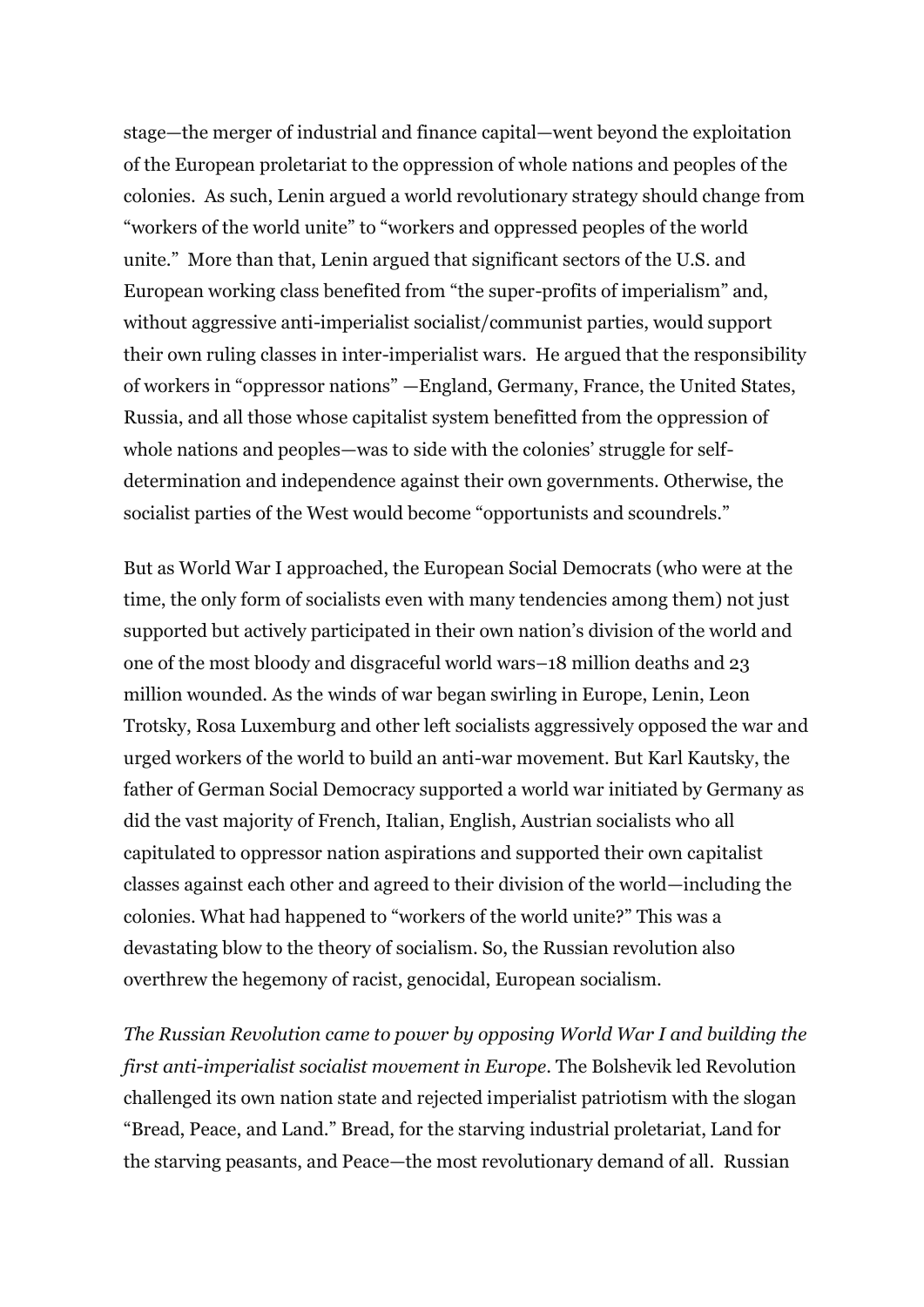stage—the merger of industrial and finance capital—went beyond the exploitation of the European proletariat to the oppression of whole nations and peoples of the colonies. As such, Lenin argued a world revolutionary strategy should change from "workers of the world unite" to "workers and oppressed peoples of the world unite." More than that, Lenin argued that significant sectors of the U.S. and European working class benefited from "the super-profits of imperialism" and, without aggressive anti-imperialist socialist/communist parties, would support their own ruling classes in inter-imperialist wars. He argued that the responsibility of workers in "oppressor nations" —England, Germany, France, the United States, Russia, and all those whose capitalist system benefitted from the oppression of whole nations and peoples—was to side with the colonies' struggle for self-determination and independence against their own governments. Otherwise, the socialist parties of the West would become "opportunists and scoundrels."

But as World War I approached, the European Social Democrats (who were at the time, the only form of socialists even with many tendencies among them) not just supported but actively participated in their own nation's division of the world and one of the most bloody and disgraceful world wars–18 million deaths and 23 million wounded. As the winds of war began swirling in Europe, Lenin, Leon Trotsky, Rosa Luxemburg and other left socialists aggressively opposed the war and urged workers of the world to build an anti-war movement. But Karl Kautsky, the father of German Social Democracy supported a world war initiated by Germany as did the vast majority of French, Italian, English, Austrian socialists who all capitulated to oppressor nation aspirations and supported their own capitalist classes against each other and agreed to their division of the world—including the colonies. What had happened to "workers of the world unite?" This was a devastating blow to the theory of socialism. So, the Russian revolution also overthrew the hegemony of racist, genocidal, European socialism.

*The Russian Revolution came to power by opposing World War I and building the first anti-imperialist socialist movement in Europe*. The Bolshevik led Revolution challenged its own nation state and rejected imperialist patriotism with the slogan "Bread, Peace, and Land." Bread, for the starving industrial proletariat, Land for the starving peasants, and Peace—the most revolutionary demand of all. Russian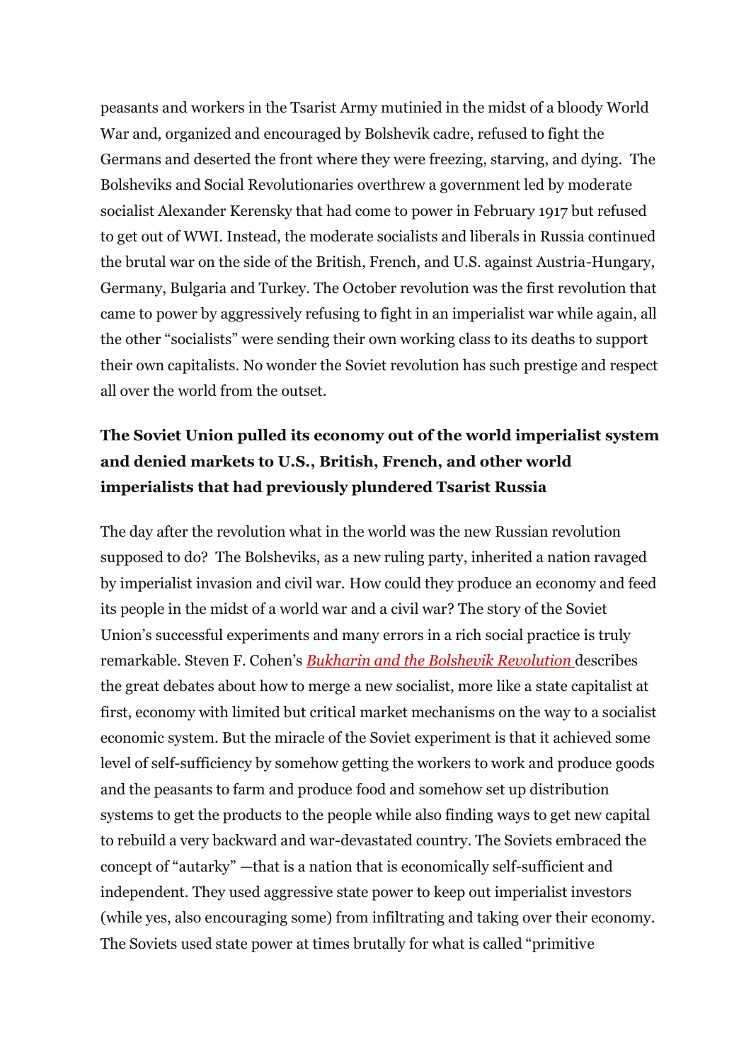peasants and workers in the Tsarist Army mutinied in the midst of a bloody World War and, organized and encouraged by Bolshevik cadre, refused to fight the Germans and deserted the front where they were freezing, starving, and dying. The Bolsheviks and Social Revolutionaries overthrew a government led by moderate socialist Alexander Kerensky that had come to power in February 1917 but refused to get out of WWI. Instead, the moderate socialists and liberals in Russia continued the brutal war on the side of the British, French, and U.S. against Austria-Hungary, Germany, Bulgaria and Turkey. The October revolution was the first revolution that came to power by aggressively refusing to fight in an imperialist war while again, all the other "socialists" were sending their own working class to its deaths to support their own capitalists. No wonder the Soviet revolution has such prestige and respect all over the world from the outset.

**The Soviet Union pulled its economy out of the world imperialist system and denied markets to U.S., British, French, and other world imperialists that had previously plundered Tsarist Russia**

The day after the revolution what in the world was the new Russian revolution supposed to do? The Bolsheviks, as a new ruling party, inherited a nation ravaged by imperialist invasion and civil war. How could they produce an economy and feed its people in the midst of a world war and a civil war? The story of the Soviet Union's successful experiments and many errors in a rich social practice is truly remarkable. Steven F. Cohen's *Bukharin and the Bolshevik Revolution* describes the great debates about how to merge a new socialist, more like a state capitalist at first, economy with limited but critical market mechanisms on the way to a socialist economic system. But the miracle of the Soviet experiment is that it achieved some level of self-sufficiency by somehow getting the workers to work and produce goods and the peasants to farm and produce food and somehow set up distribution systems to get the products to the people while also finding ways to get new capital to rebuild a very backward and war-devastated country. The Soviets embraced the concept of "autarky" —that is a nation that is economically self-sufficient and independent. They used aggressive state power to keep out imperialist investors (while yes, also encouraging some) from infiltrating and taking over their economy. The Soviets used state power at times brutally for what is called "primitive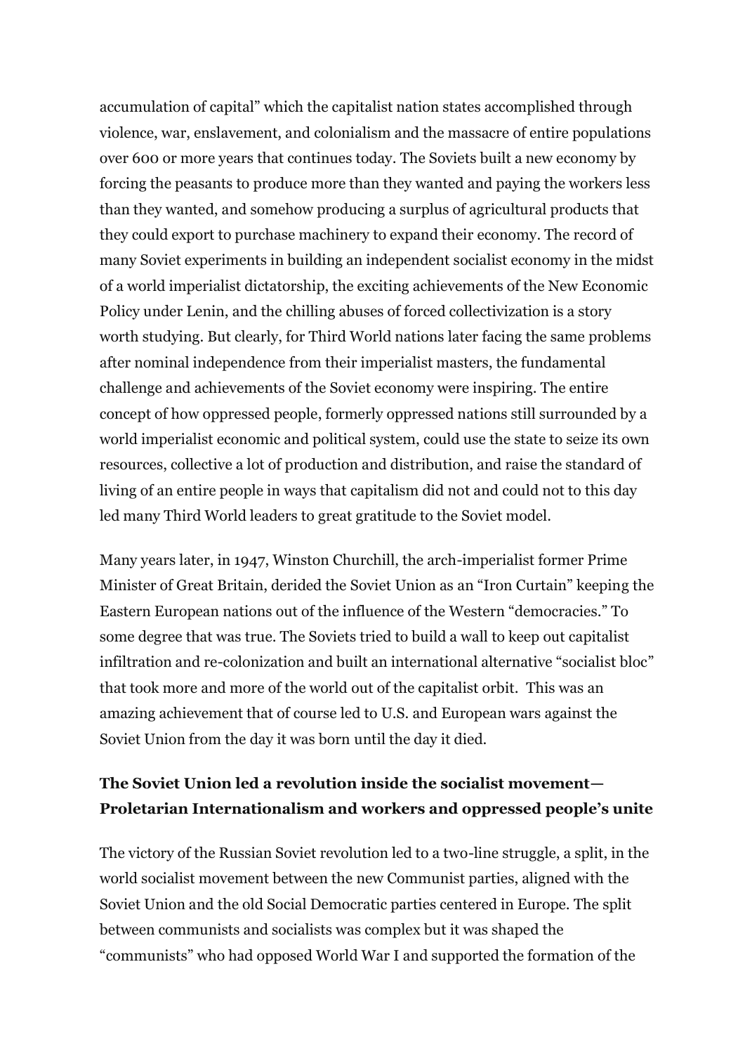accumulation of capital" which the capitalist nation states accomplished through violence, war, enslavement, and colonialism and the massacre of entire populations over 600 or more years that continues today. The Soviets built a new economy by forcing the peasants to produce more than they wanted and paying the workers less than they wanted, and somehow producing a surplus of agricultural products that they could export to purchase machinery to expand their economy. The record of many Soviet experiments in building an independent socialist economy in the midst of a world imperialist dictatorship, the exciting achievements of the New Economic Policy under Lenin, and the chilling abuses of forced collectivization is a story worth studying. But clearly, for Third World nations later facing the same problems after nominal independence from their imperialist masters, the fundamental challenge and achievements of the Soviet economy were inspiring. The entire concept of how oppressed people, formerly oppressed nations still surrounded by a world imperialist economic and political system, could use the state to seize its own resources, collective a lot of production and distribution, and raise the standard of living of an entire people in ways that capitalism did not and could not to this day led many Third World leaders to great gratitude to the Soviet model.

Many years later, in 1947, Winston Churchill, the arch-imperialist former Prime Minister of Great Britain, derided the Soviet Union as an "Iron Curtain" keeping the Eastern European nations out of the influence of the Western "democracies." To some degree that was true. The Soviets tried to build a wall to keep out capitalist infiltration and re-colonization and built an international alternative "socialist bloc" that took more and more of the world out of the capitalist orbit. This was an amazing achievement that of course led to U.S. and European wars against the Soviet Union from the day it was born until the day it died.

### The Soviet Union led a revolution inside the socialist movement—Proletarian Internationalism and workers and oppressed people's unite

The victory of the Russian Soviet revolution led to a two-line struggle, a split, in the world socialist movement between the new Communist parties, aligned with the Soviet Union and the old Social Democratic parties centered in Europe. The split between communists and socialists was complex but it was shaped the "communists" who had opposed World War I and supported the formation of the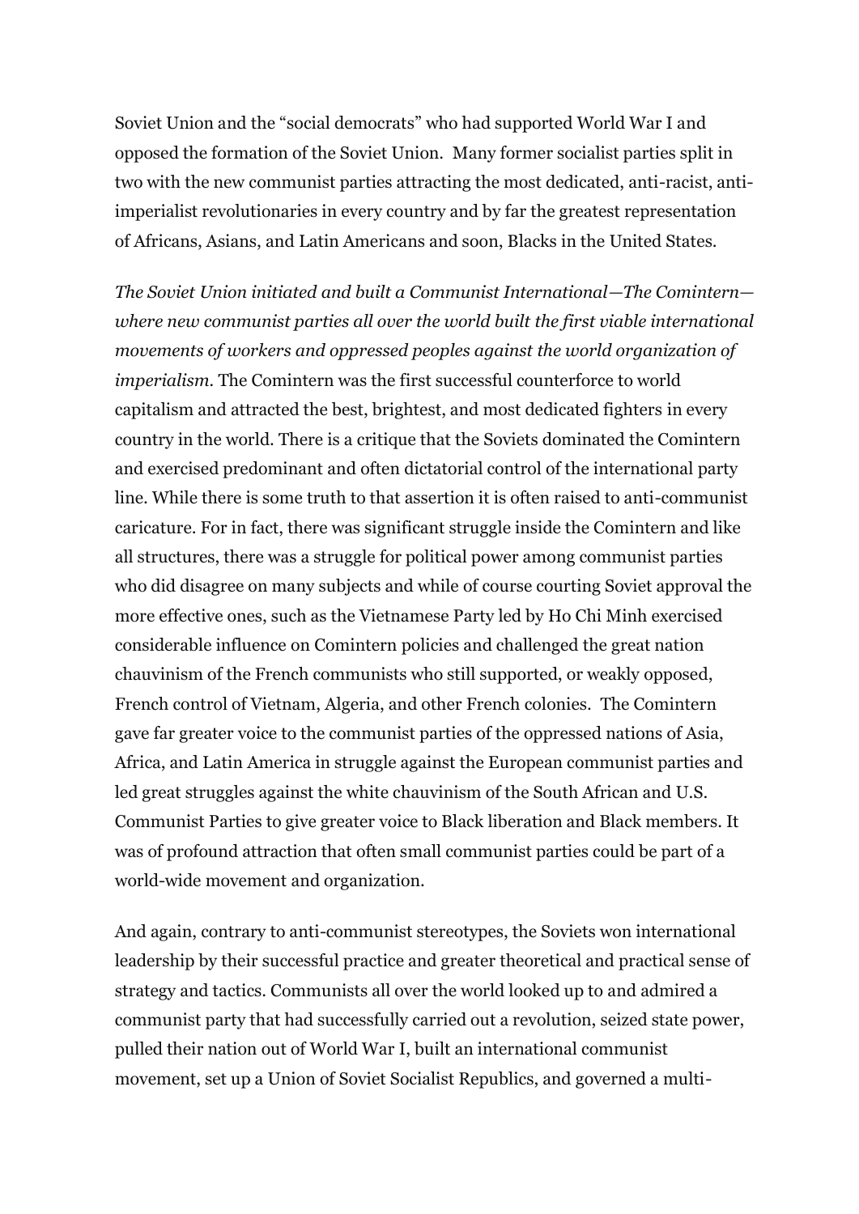Soviet Union and the "social democrats" who had supported World War I and opposed the formation of the Soviet Union. Many former socialist parties split in two with the new communist parties attracting the most dedicated, anti-racist, anti-imperialist revolutionaries in every country and by far the greatest representation of Africans, Asians, and Latin Americans and soon, Blacks in the United States.

*The Soviet Union initiated and built a Communist International—The Comintern—where new communist parties all over the world built the first viable international movements of workers and oppressed peoples against the world organization of imperialism.* The Comintern was the first successful counterforce to world capitalism and attracted the best, brightest, and most dedicated fighters in every country in the world. There is a critique that the Soviets dominated the Comintern and exercised predominant and often dictatorial control of the international party line. While there is some truth to that assertion it is often raised to anti-communist caricature. For in fact, there was significant struggle inside the Comintern and like all structures, there was a struggle for political power among communist parties who did disagree on many subjects and while of course courting Soviet approval the more effective ones, such as the Vietnamese Party led by Ho Chi Minh exercised considerable influence on Comintern policies and challenged the great nation chauvinism of the French communists who still supported, or weakly opposed, French control of Vietnam, Algeria, and other French colonies. The Comintern gave far greater voice to the communist parties of the oppressed nations of Asia, Africa, and Latin America in struggle against the European communist parties and led great struggles against the white chauvinism of the South African and U.S. Communist Parties to give greater voice to Black liberation and Black members. It was of profound attraction that often small communist parties could be part of a world-wide movement and organization.

And again, contrary to anti-communist stereotypes, the Soviets won international leadership by their successful practice and greater theoretical and practical sense of strategy and tactics. Communists all over the world looked up to and admired a communist party that had successfully carried out a revolution, seized state power, pulled their nation out of World War I, built an international communist movement, set up a Union of Soviet Socialist Republics, and governed a multi-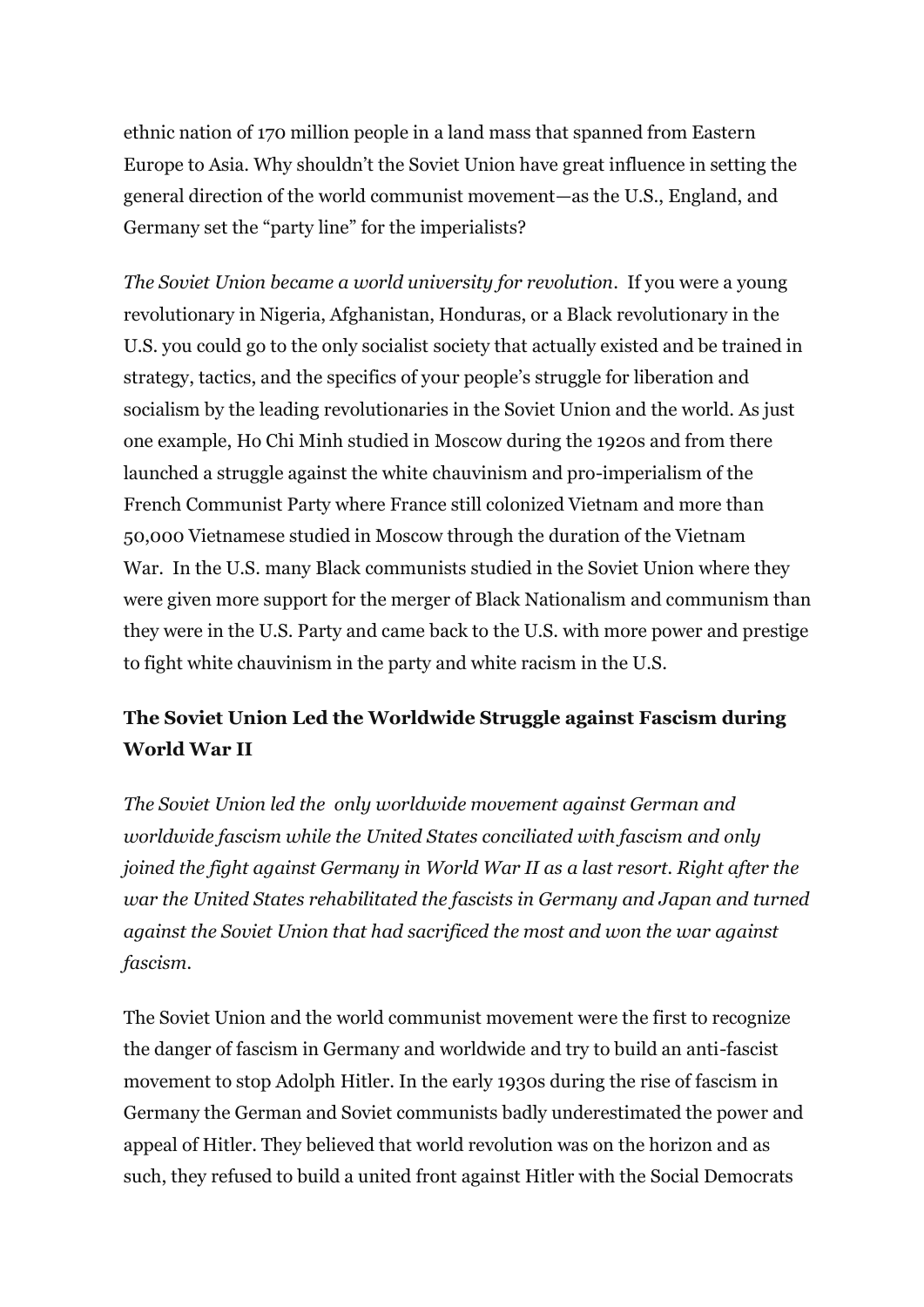ethnic nation of 170 million people in a land mass that spanned from Eastern Europe to Asia. Why shouldn't the Soviet Union have great influence in setting the general direction of the world communist movement—as the U.S., England, and Germany set the "party line" for the imperialists?

*The Soviet Union became a world university for revolution*. If you were a young revolutionary in Nigeria, Afghanistan, Honduras, or a Black revolutionary in the U.S. you could go to the only socialist society that actually existed and be trained in strategy, tactics, and the specifics of your people's struggle for liberation and socialism by the leading revolutionaries in the Soviet Union and the world. As just one example, Ho Chi Minh studied in Moscow during the 1920s and from there launched a struggle against the white chauvinism and pro-imperialism of the French Communist Party where France still colonized Vietnam and more than 50,000 Vietnamese studied in Moscow through the duration of the Vietnam War. In the U.S. many Black communists studied in the Soviet Union where they were given more support for the merger of Black Nationalism and communism than they were in the U.S. Party and came back to the U.S. with more power and prestige to fight white chauvinism in the party and white racism in the U.S.

## The Soviet Union Led the Worldwide Struggle against Fascism during World War II

*The Soviet Union led the only worldwide movement against German and worldwide fascism while the United States conciliated with fascism and only joined the fight against Germany in World War II as a last resort. Right after the war the United States rehabilitated the fascists in Germany and Japan and turned against the Soviet Union that had sacrificed the most and won the war against fascism.*

The Soviet Union and the world communist movement were the first to recognize the danger of fascism in Germany and worldwide and try to build an anti-fascist movement to stop Adolph Hitler. In the early 1930s during the rise of fascism in Germany the German and Soviet communists badly underestimated the power and appeal of Hitler. They believed that world revolution was on the horizon and as such, they refused to build a united front against Hitler with the Social Democrats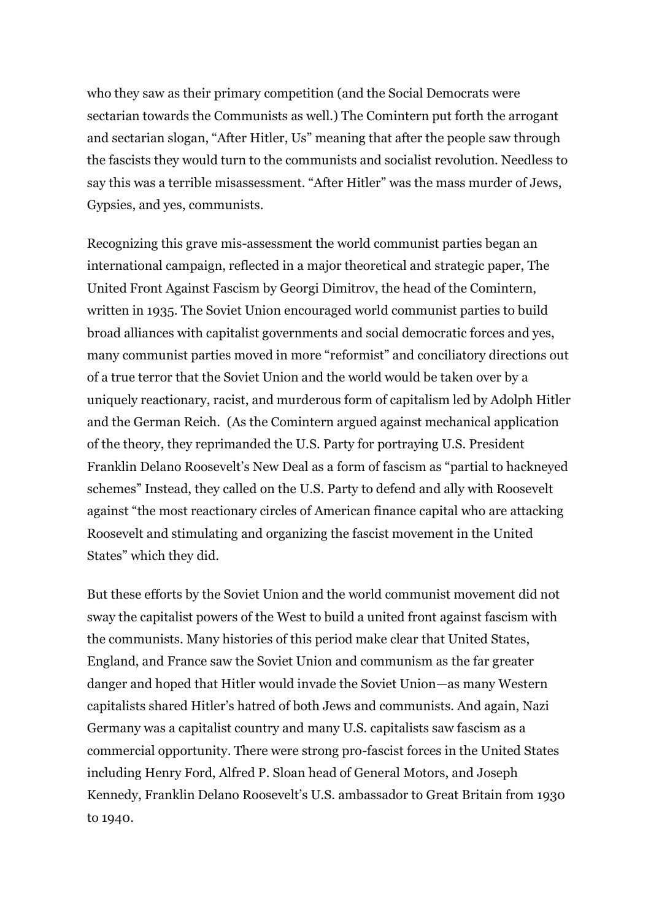who they saw as their primary competition (and the Social Democrats were sectarian towards the Communists as well.) The Comintern put forth the arrogant and sectarian slogan, "After Hitler, Us" meaning that after the people saw through the fascists they would turn to the communists and socialist revolution. Needless to say this was a terrible misassessment. "After Hitler" was the mass murder of Jews, Gypsies, and yes, communists.

Recognizing this grave mis-assessment the world communist parties began an international campaign, reflected in a major theoretical and strategic paper, The United Front Against Fascism by Georgi Dimitrov, the head of the Comintern, written in 1935. The Soviet Union encouraged world communist parties to build broad alliances with capitalist governments and social democratic forces and yes, many communist parties moved in more "reformist" and conciliatory directions out of a true terror that the Soviet Union and the world would be taken over by a uniquely reactionary, racist, and murderous form of capitalism led by Adolph Hitler and the German Reich. (As the Comintern argued against mechanical application of the theory, they reprimanded the U.S. Party for portraying U.S. President Franklin Delano Roosevelt's New Deal as a form of fascism as "partial to hackneyed schemes" Instead, they called on the U.S. Party to defend and ally with Roosevelt against "the most reactionary circles of American finance capital who are attacking Roosevelt and stimulating and organizing the fascist movement in the United States" which they did.

But these efforts by the Soviet Union and the world communist movement did not sway the capitalist powers of the West to build a united front against fascism with the communists. Many histories of this period make clear that United States, England, and France saw the Soviet Union and communism as the far greater danger and hoped that Hitler would invade the Soviet Union—as many Western capitalists shared Hitler's hatred of both Jews and communists. And again, Nazi Germany was a capitalist country and many U.S. capitalists saw fascism as a commercial opportunity. There were strong pro-fascist forces in the United States including Henry Ford, Alfred P. Sloan head of General Motors, and Joseph Kennedy, Franklin Delano Roosevelt's U.S. ambassador to Great Britain from 1930 to 1940.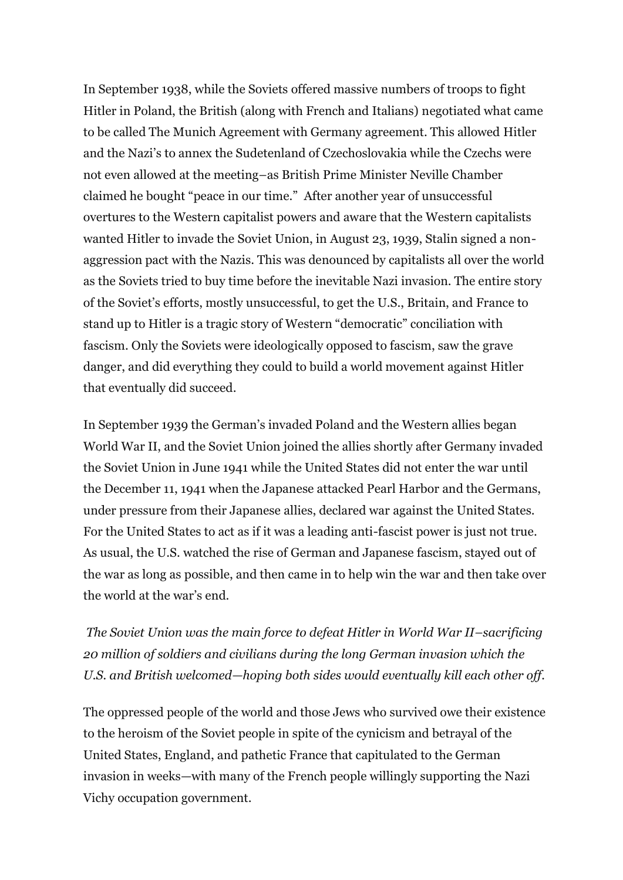In September 1938, while the Soviets offered massive numbers of troops to fight Hitler in Poland, the British (along with French and Italians) negotiated what came to be called The Munich Agreement with Germany agreement. This allowed Hitler and the Nazi's to annex the Sudetenland of Czechoslovakia while the Czechs were not even allowed at the meeting–as British Prime Minister Neville Chamber claimed he bought "peace in our time." After another year of unsuccessful overtures to the Western capitalist powers and aware that the Western capitalists wanted Hitler to invade the Soviet Union, in August 23, 1939, Stalin signed a non-aggression pact with the Nazis. This was denounced by capitalists all over the world as the Soviets tried to buy time before the inevitable Nazi invasion. The entire story of the Soviet's efforts, mostly unsuccessful, to get the U.S., Britain, and France to stand up to Hitler is a tragic story of Western "democratic" conciliation with fascism. Only the Soviets were ideologically opposed to fascism, saw the grave danger, and did everything they could to build a world movement against Hitler that eventually did succeed.

In September 1939 the German's invaded Poland and the Western allies began World War II, and the Soviet Union joined the allies shortly after Germany invaded the Soviet Union in June 1941 while the United States did not enter the war until the December 11, 1941 when the Japanese attacked Pearl Harbor and the Germans, under pressure from their Japanese allies, declared war against the United States. For the United States to act as if it was a leading anti-fascist power is just not true. As usual, the U.S. watched the rise of German and Japanese fascism, stayed out of the war as long as possible, and then came in to help win the war and then take over the world at the war's end.

*The Soviet Union was the main force to defeat Hitler in World War II–sacrificing 20 million of soldiers and civilians during the long German invasion which the U.S. and British welcomed—hoping both sides would eventually kill each other off.*

The oppressed people of the world and those Jews who survived owe their existence to the heroism of the Soviet people in spite of the cynicism and betrayal of the United States, England, and pathetic France that capitulated to the German invasion in weeks—with many of the French people willingly supporting the Nazi Vichy occupation government.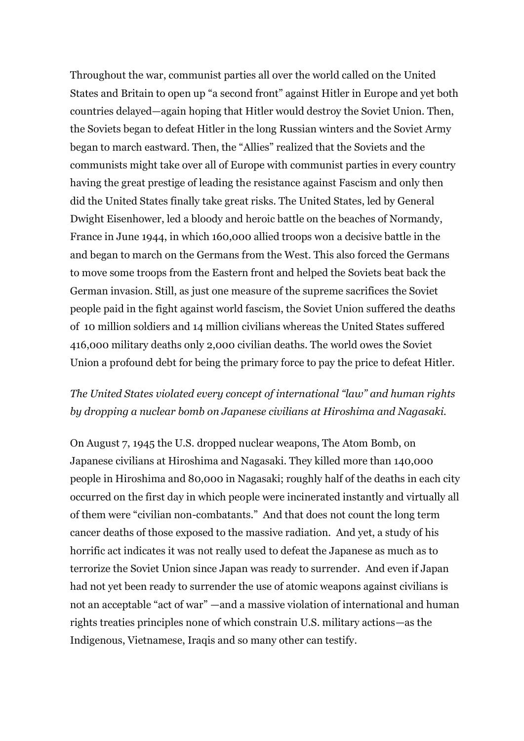Throughout the war, communist parties all over the world called on the United States and Britain to open up "a second front" against Hitler in Europe and yet both countries delayed—again hoping that Hitler would destroy the Soviet Union. Then, the Soviets began to defeat Hitler in the long Russian winters and the Soviet Army began to march eastward. Then, the "Allies" realized that the Soviets and the communists might take over all of Europe with communist parties in every country having the great prestige of leading the resistance against Fascism and only then did the United States finally take great risks. The United States, led by General Dwight Eisenhower, led a bloody and heroic battle on the beaches of Normandy, France in June 1944, in which 160,000 allied troops won a decisive battle in the and began to march on the Germans from the West. This also forced the Germans to move some troops from the Eastern front and helped the Soviets beat back the German invasion. Still, as just one measure of the supreme sacrifices the Soviet people paid in the fight against world fascism, the Soviet Union suffered the deaths of 10 million soldiers and 14 million civilians whereas the United States suffered 416,000 military deaths only 2,000 civilian deaths. The world owes the Soviet Union a profound debt for being the primary force to pay the price to defeat Hitler.

*The United States violated every concept of international "law" and human rights by dropping a nuclear bomb on Japanese civilians at Hiroshima and Nagasaki.*

On August 7, 1945 the U.S. dropped nuclear weapons, The Atom Bomb, on Japanese civilians at Hiroshima and Nagasaki. They killed more than 140,000 people in Hiroshima and 80,000 in Nagasaki; roughly half of the deaths in each city occurred on the first day in which people were incinerated instantly and virtually all of them were "civilian non-combatants." And that does not count the long term cancer deaths of those exposed to the massive radiation. And yet, a study of his horrific act indicates it was not really used to defeat the Japanese as much as to terrorize the Soviet Union since Japan was ready to surrender. And even if Japan had not yet been ready to surrender the use of atomic weapons against civilians is not an acceptable "act of war" —and a massive violation of international and human rights treaties principles none of which constrain U.S. military actions—as the Indigenous, Vietnamese, Iraqis and so many other can testify.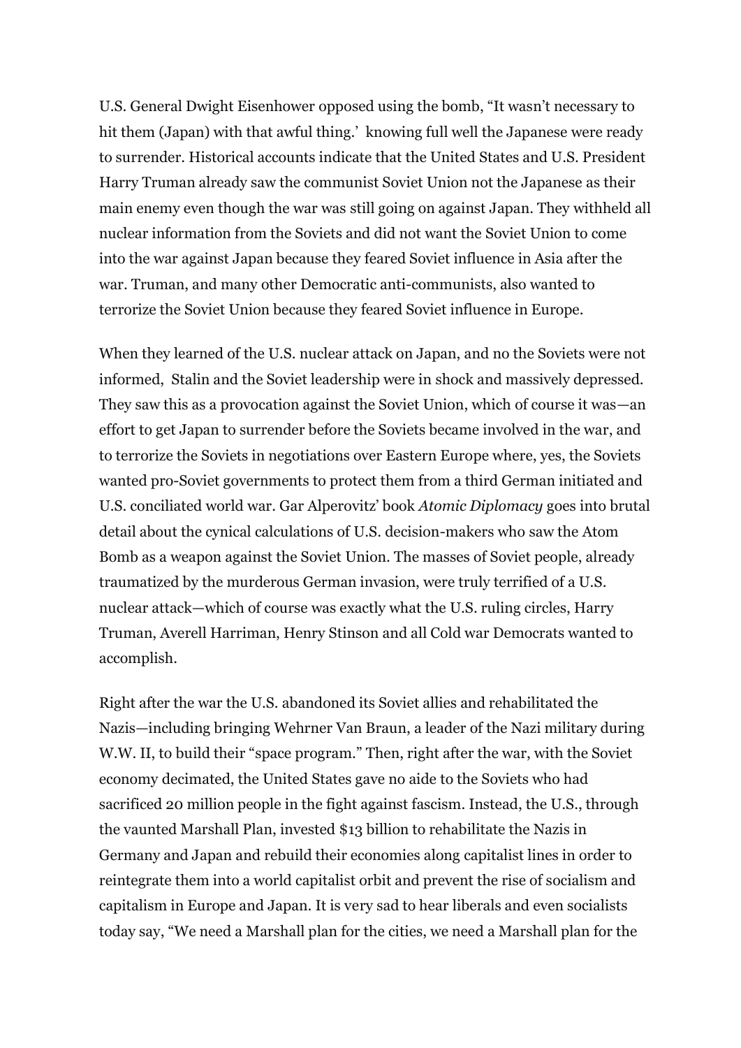U.S. General Dwight Eisenhower opposed using the bomb, "It wasn't necessary to hit them (Japan) with that awful thing.' knowing full well the Japanese were ready to surrender. Historical accounts indicate that the United States and U.S. President Harry Truman already saw the communist Soviet Union not the Japanese as their main enemy even though the war was still going on against Japan. They withheld all nuclear information from the Soviets and did not want the Soviet Union to come into the war against Japan because they feared Soviet influence in Asia after the war. Truman, and many other Democratic anti-communists, also wanted to terrorize the Soviet Union because they feared Soviet influence in Europe.

When they learned of the U.S. nuclear attack on Japan, and no the Soviets were not informed, Stalin and the Soviet leadership were in shock and massively depressed. They saw this as a provocation against the Soviet Union, which of course it was—an effort to get Japan to surrender before the Soviets became involved in the war, and to terrorize the Soviets in negotiations over Eastern Europe where, yes, the Soviets wanted pro-Soviet governments to protect them from a third German initiated and U.S. conciliated world war. Gar Alperovitz' book *Atomic Diplomacy* goes into brutal detail about the cynical calculations of U.S. decision-makers who saw the Atom Bomb as a weapon against the Soviet Union. The masses of Soviet people, already traumatized by the murderous German invasion, were truly terrified of a U.S. nuclear attack—which of course was exactly what the U.S. ruling circles, Harry Truman, Averell Harriman, Henry Stinson and all Cold war Democrats wanted to accomplish.

Right after the war the U.S. abandoned its Soviet allies and rehabilitated the Nazis—including bringing Wehrner Van Braun, a leader of the Nazi military during W.W. II, to build their "space program." Then, right after the war, with the Soviet economy decimated, the United States gave no aide to the Soviets who had sacrificed 20 million people in the fight against fascism. Instead, the U.S., through the vaunted Marshall Plan, invested $13 billion to rehabilitate the Nazis in Germany and Japan and rebuild their economies along capitalist lines in order to reintegrate them into a world capitalist orbit and prevent the rise of socialism and capitalism in Europe and Japan. It is very sad to hear liberals and even socialists today say, "We need a Marshall plan for the cities, we need a Marshall plan for the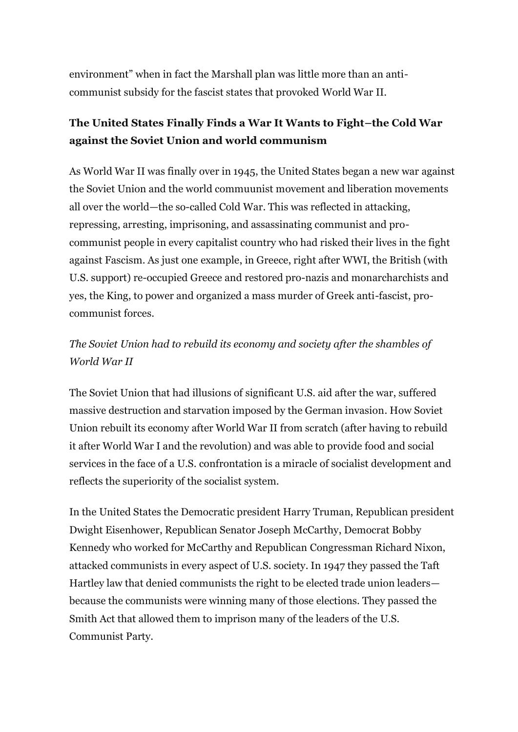environment" when in fact the Marshall plan was little more than an anti-communist subsidy for the fascist states that provoked World War II.

### The United States Finally Finds a War It Wants to Fight–the Cold War against the Soviet Union and world communism

As World War II was finally over in 1945, the United States began a new war against the Soviet Union and the world commuunist movement and liberation movements all over the world—the so-called Cold War. This was reflected in attacking, repressing, arresting, imprisoning, and assassinating communist and pro-communist people in every capitalist country who had risked their lives in the fight against Fascism. As just one example, in Greece, right after WWI, the British (with U.S. support) re-occupied Greece and restored pro-nazis and monarcharchists and yes, the King, to power and organized a mass murder of Greek anti-fascist, pro-communist forces.

*The Soviet Union had to rebuild its economy and society after the shambles of World War II*

The Soviet Union that had illusions of significant U.S. aid after the war, suffered massive destruction and starvation imposed by the German invasion. How Soviet Union rebuilt its economy after World War II from scratch (after having to rebuild it after World War I and the revolution) and was able to provide food and social services in the face of a U.S. confrontation is a miracle of socialist development and reflects the superiority of the socialist system.

In the United States the Democratic president Harry Truman, Republican president Dwight Eisenhower, Republican Senator Joseph McCarthy, Democrat Bobby Kennedy who worked for McCarthy and Republican Congressman Richard Nixon, attacked communists in every aspect of U.S. society. In 1947 they passed the Taft Hartley law that denied communists the right to be elected trade union leaders—because the communists were winning many of those elections. They passed the Smith Act that allowed them to imprison many of the leaders of the U.S. Communist Party.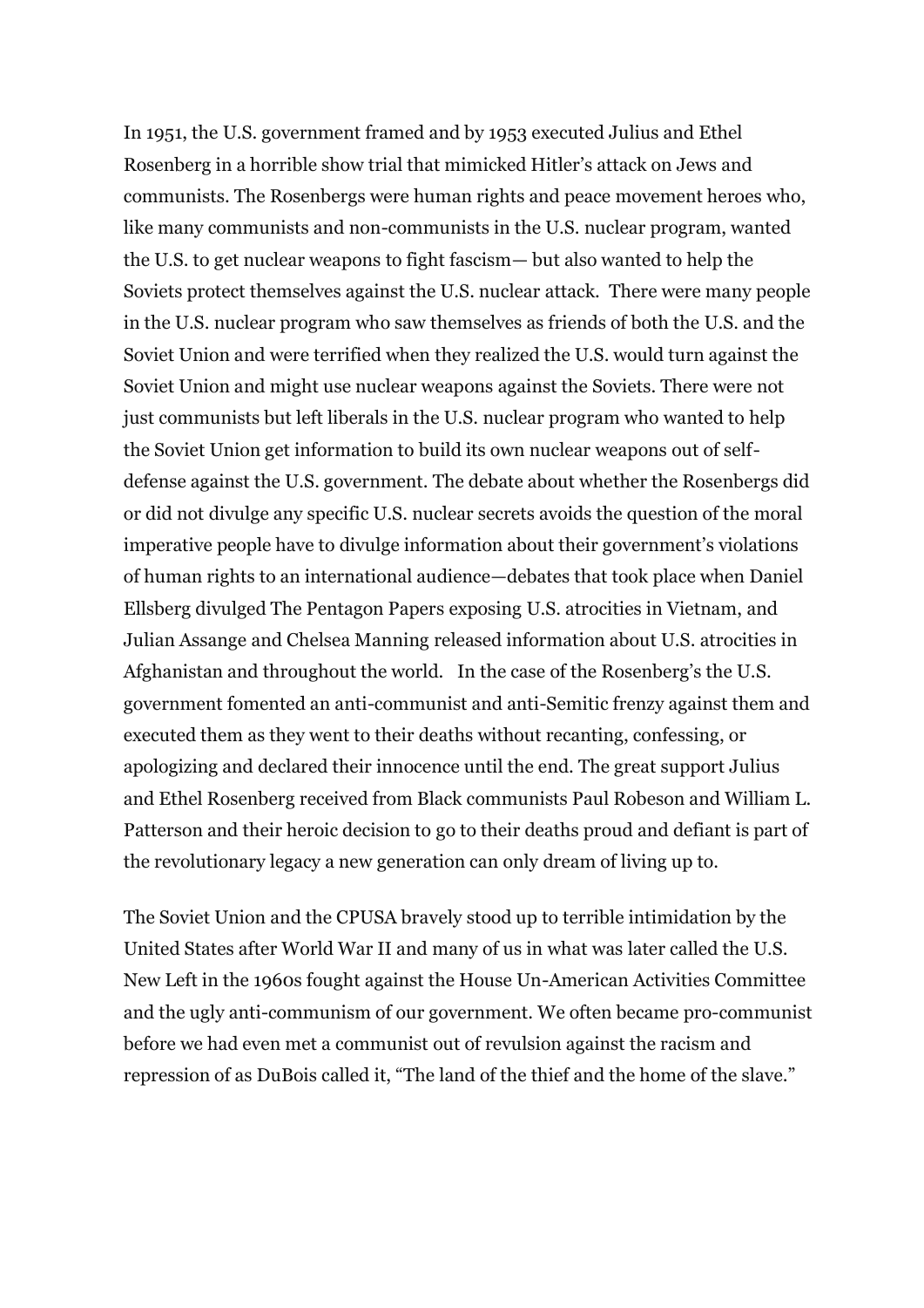In 1951, the U.S. government framed and by 1953 executed Julius and Ethel Rosenberg in a horrible show trial that mimicked Hitler's attack on Jews and communists. The Rosenbergs were human rights and peace movement heroes who, like many communists and non-communists in the U.S. nuclear program, wanted the U.S. to get nuclear weapons to fight fascism— but also wanted to help the Soviets protect themselves against the U.S. nuclear attack. There were many people in the U.S. nuclear program who saw themselves as friends of both the U.S. and the Soviet Union and were terrified when they realized the U.S. would turn against the Soviet Union and might use nuclear weapons against the Soviets. There were not just communists but left liberals in the U.S. nuclear program who wanted to help the Soviet Union get information to build its own nuclear weapons out of self-defense against the U.S. government. The debate about whether the Rosenbergs did or did not divulge any specific U.S. nuclear secrets avoids the question of the moral imperative people have to divulge information about their government's violations of human rights to an international audience—debates that took place when Daniel Ellsberg divulged The Pentagon Papers exposing U.S. atrocities in Vietnam, and Julian Assange and Chelsea Manning released information about U.S. atrocities in Afghanistan and throughout the world. In the case of the Rosenberg's the U.S. government fomented an anti-communist and anti-Semitic frenzy against them and executed them as they went to their deaths without recanting, confessing, or apologizing and declared their innocence until the end. The great support Julius and Ethel Rosenberg received from Black communists Paul Robeson and William L. Patterson and their heroic decision to go to their deaths proud and defiant is part of the revolutionary legacy a new generation can only dream of living up to.

The Soviet Union and the CPUSA bravely stood up to terrible intimidation by the United States after World War II and many of us in what was later called the U.S. New Left in the 1960s fought against the House Un-American Activities Committee and the ugly anti-communism of our government. We often became pro-communist before we had even met a communist out of revulsion against the racism and repression of as DuBois called it, "The land of the thief and the home of the slave."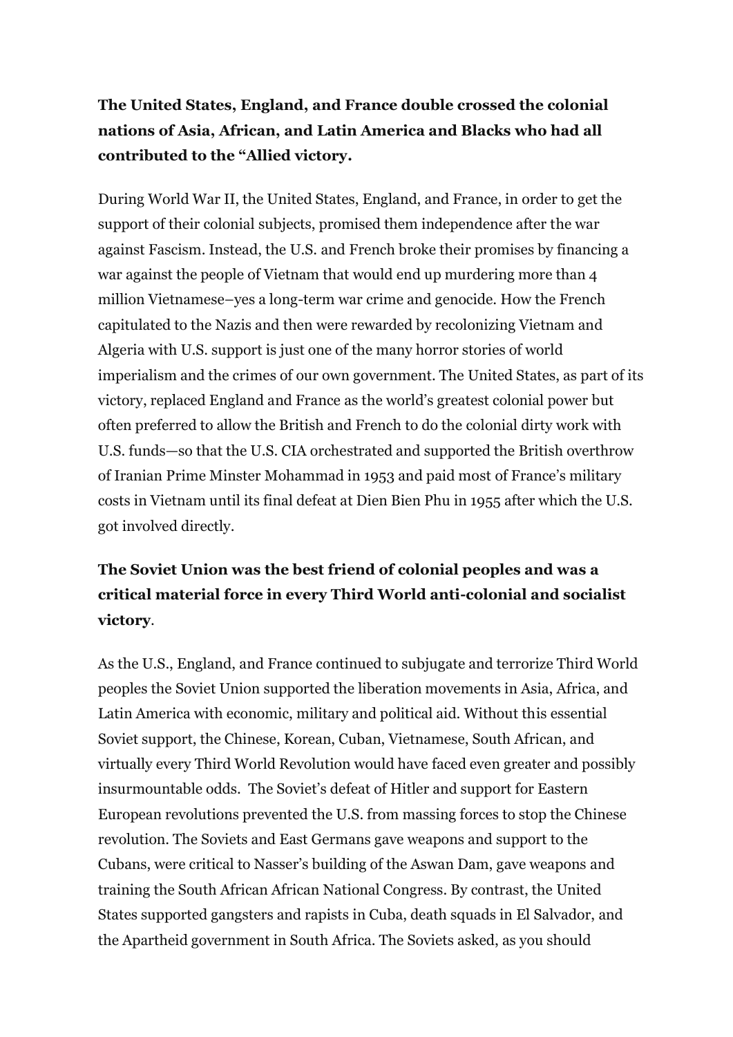**The United States, England, and France double crossed the colonial nations of Asia, African, and Latin America and Blacks who had all contributed to the "Allied victory.**

During World War II, the United States, England, and France, in order to get the support of their colonial subjects, promised them independence after the war against Fascism. Instead, the U.S. and French broke their promises by financing a war against the people of Vietnam that would end up murdering more than 4 million Vietnamese–yes a long-term war crime and genocide. How the French capitulated to the Nazis and then were rewarded by recolonizing Vietnam and Algeria with U.S. support is just one of the many horror stories of world imperialism and the crimes of our own government. The United States, as part of its victory, replaced England and France as the world's greatest colonial power but often preferred to allow the British and French to do the colonial dirty work with U.S. funds—so that the U.S. CIA orchestrated and supported the British overthrow of Iranian Prime Minster Mohammad in 1953 and paid most of France's military costs in Vietnam until its final defeat at Dien Bien Phu in 1955 after which the U.S. got involved directly.

**The Soviet Union was the best friend of colonial peoples and was a critical material force in every Third World anti-colonial and socialist victory**.

As the U.S., England, and France continued to subjugate and terrorize Third World peoples the Soviet Union supported the liberation movements in Asia, Africa, and Latin America with economic, military and political aid. Without this essential Soviet support, the Chinese, Korean, Cuban, Vietnamese, South African, and virtually every Third World Revolution would have faced even greater and possibly insurmountable odds. The Soviet's defeat of Hitler and support for Eastern European revolutions prevented the U.S. from massing forces to stop the Chinese revolution. The Soviets and East Germans gave weapons and support to the Cubans, were critical to Nasser's building of the Aswan Dam, gave weapons and training the South African African National Congress. By contrast, the United States supported gangsters and rapists in Cuba, death squads in El Salvador, and the Apartheid government in South Africa. The Soviets asked, as you should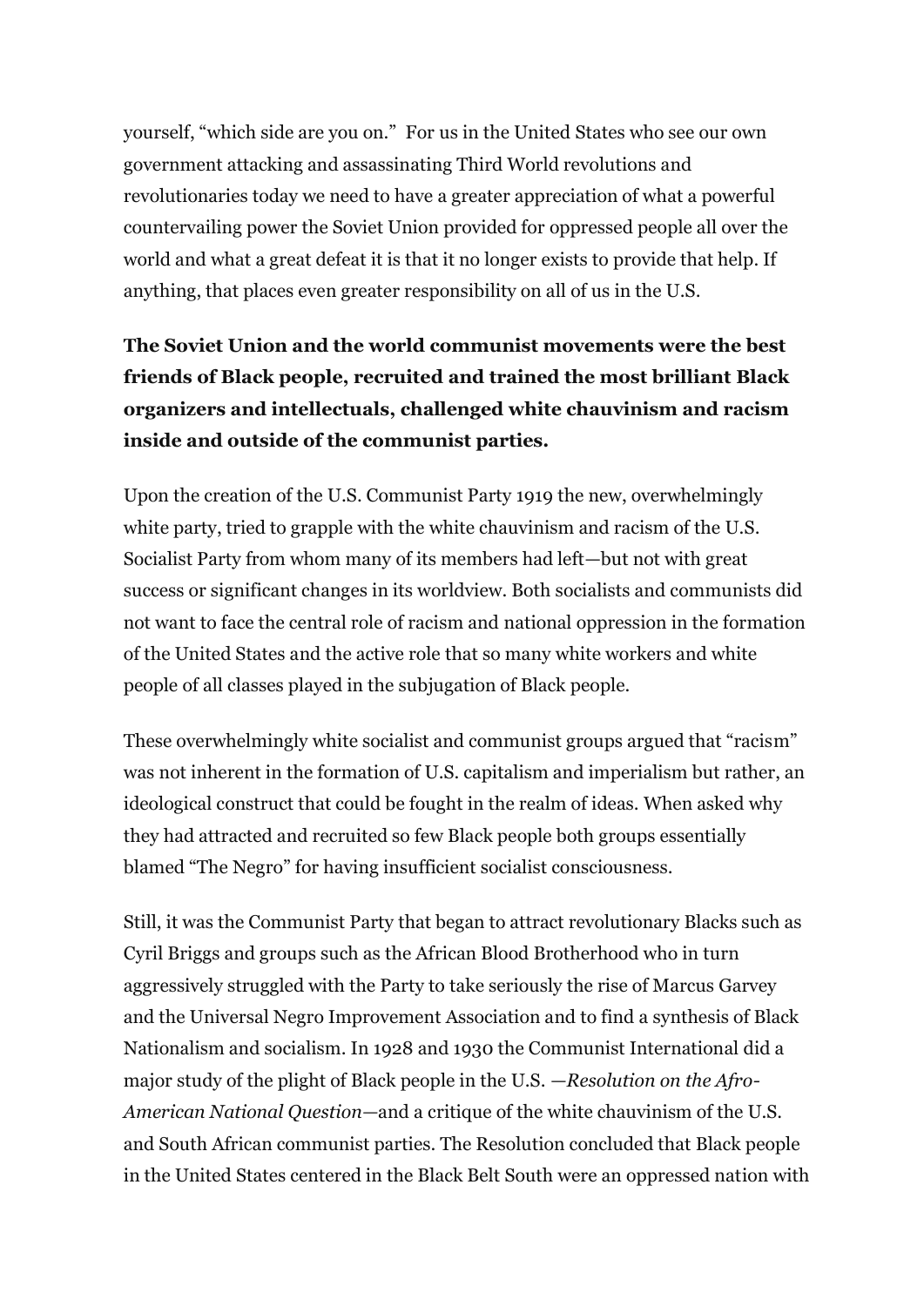yourself, "which side are you on." For us in the United States who see our own government attacking and assassinating Third World revolutions and revolutionaries today we need to have a greater appreciation of what a powerful countervailing power the Soviet Union provided for oppressed people all over the world and what a great defeat it is that it no longer exists to provide that help. If anything, that places even greater responsibility on all of us in the U.S.

**The Soviet Union and the world communist movements were the best friends of Black people, recruited and trained the most brilliant Black organizers and intellectuals, challenged white chauvinism and racism inside and outside of the communist parties.**

Upon the creation of the U.S. Communist Party 1919 the new, overwhelmingly white party, tried to grapple with the white chauvinism and racism of the U.S. Socialist Party from whom many of its members had left—but not with great success or significant changes in its worldview. Both socialists and communists did not want to face the central role of racism and national oppression in the formation of the United States and the active role that so many white workers and white people of all classes played in the subjugation of Black people.

These overwhelmingly white socialist and communist groups argued that "racism" was not inherent in the formation of U.S. capitalism and imperialism but rather, an ideological construct that could be fought in the realm of ideas. When asked why they had attracted and recruited so few Black people both groups essentially blamed "The Negro" for having insufficient socialist consciousness.

Still, it was the Communist Party that began to attract revolutionary Blacks such as Cyril Briggs and groups such as the African Blood Brotherhood who in turn aggressively struggled with the Party to take seriously the rise of Marcus Garvey and the Universal Negro Improvement Association and to find a synthesis of Black Nationalism and socialism. In 1928 and 1930 the Communist International did a major study of the plight of Black people in the U.S. —*Resolution on the Afro-American National Question*—and a critique of the white chauvinism of the U.S. and South African communist parties. The Resolution concluded that Black people in the United States centered in the Black Belt South were an oppressed nation with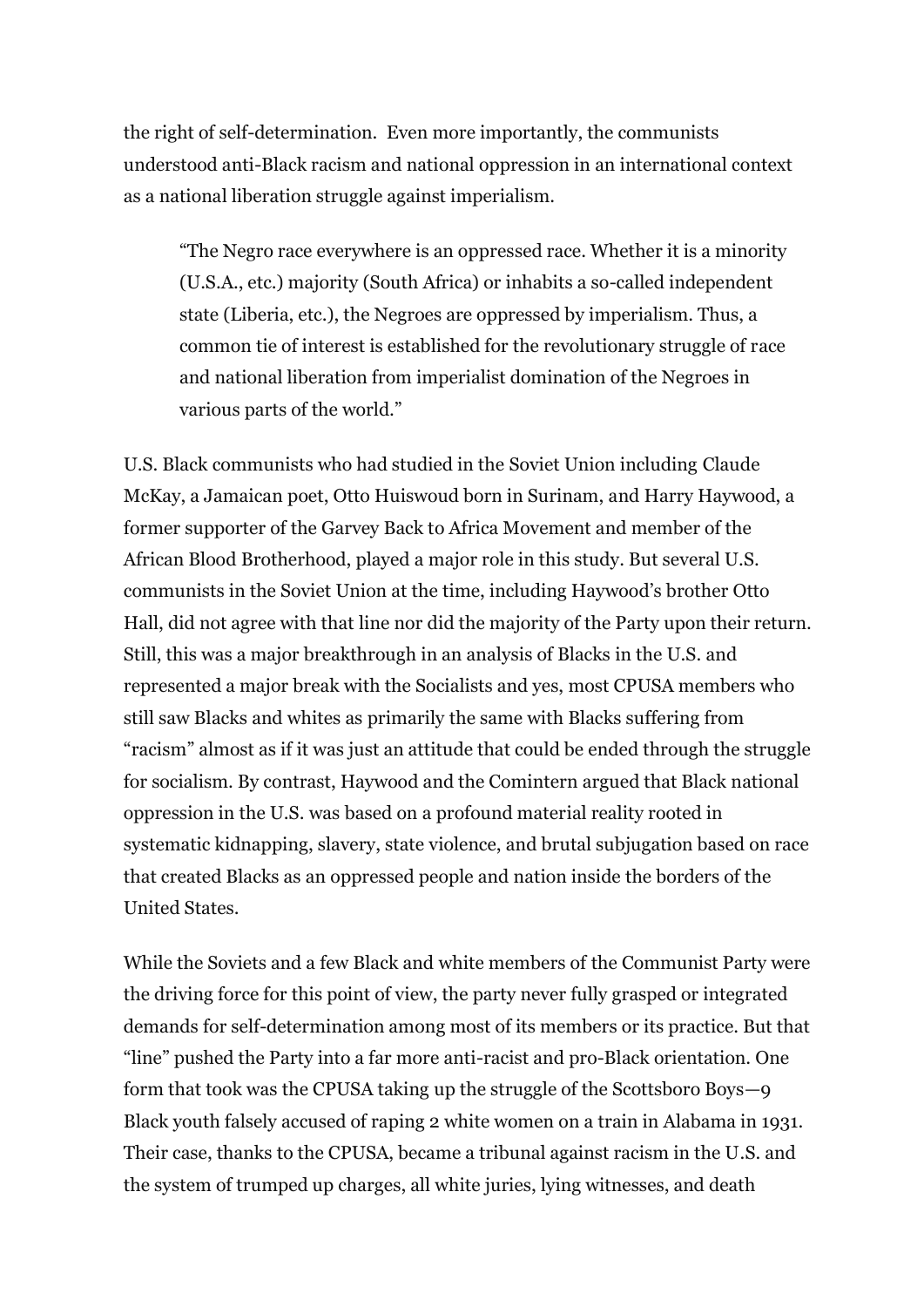the right of self-determination. Even more importantly, the communists understood anti-Black racism and national oppression in an international context as a national liberation struggle against imperialism.

> "The Negro race everywhere is an oppressed race. Whether it is a minority (U.S.A., etc.) majority (South Africa) or inhabits a so-called independent state (Liberia, etc.), the Negroes are oppressed by imperialism. Thus, a common tie of interest is established for the revolutionary struggle of race and national liberation from imperialist domination of the Negroes in various parts of the world."

U.S. Black communists who had studied in the Soviet Union including Claude McKay, a Jamaican poet, Otto Huiswoud born in Surinam, and Harry Haywood, a former supporter of the Garvey Back to Africa Movement and member of the African Blood Brotherhood, played a major role in this study. But several U.S. communists in the Soviet Union at the time, including Haywood's brother Otto Hall, did not agree with that line nor did the majority of the Party upon their return. Still, this was a major breakthrough in an analysis of Blacks in the U.S. and represented a major break with the Socialists and yes, most CPUSA members who still saw Blacks and whites as primarily the same with Blacks suffering from "racism" almost as if it was just an attitude that could be ended through the struggle for socialism. By contrast, Haywood and the Comintern argued that Black national oppression in the U.S. was based on a profound material reality rooted in systematic kidnapping, slavery, state violence, and brutal subjugation based on race that created Blacks as an oppressed people and nation inside the borders of the United States.

While the Soviets and a few Black and white members of the Communist Party were the driving force for this point of view, the party never fully grasped or integrated demands for self-determination among most of its members or its practice. But that "line" pushed the Party into a far more anti-racist and pro-Black orientation. One form that took was the CPUSA taking up the struggle of the Scottsboro Boys—9 Black youth falsely accused of raping 2 white women on a train in Alabama in 1931. Their case, thanks to the CPUSA, became a tribunal against racism in the U.S. and the system of trumped up charges, all white juries, lying witnesses, and death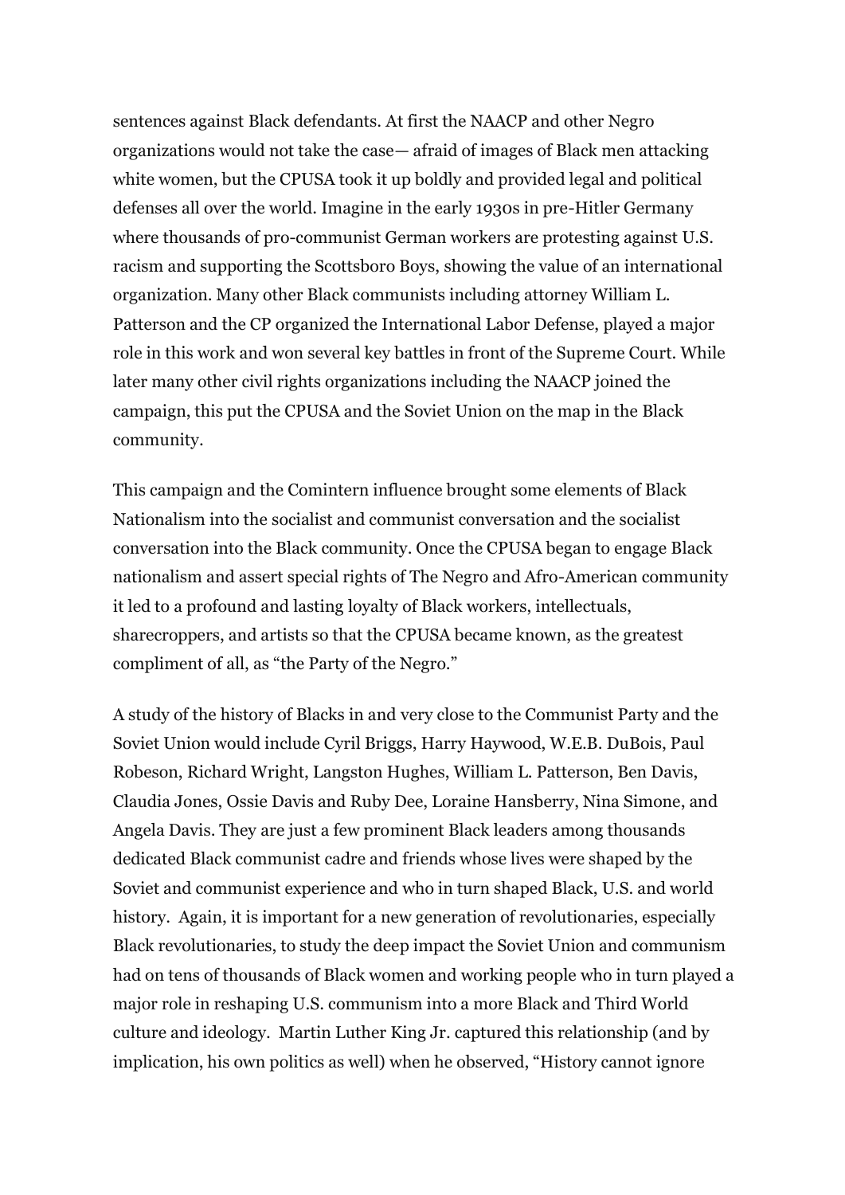sentences against Black defendants. At first the NAACP and other Negro organizations would not take the case— afraid of images of Black men attacking white women, but the CPUSA took it up boldly and provided legal and political defenses all over the world. Imagine in the early 1930s in pre-Hitler Germany where thousands of pro-communist German workers are protesting against U.S. racism and supporting the Scottsboro Boys, showing the value of an international organization. Many other Black communists including attorney William L. Patterson and the CP organized the International Labor Defense, played a major role in this work and won several key battles in front of the Supreme Court. While later many other civil rights organizations including the NAACP joined the campaign, this put the CPUSA and the Soviet Union on the map in the Black community.

This campaign and the Comintern influence brought some elements of Black Nationalism into the socialist and communist conversation and the socialist conversation into the Black community. Once the CPUSA began to engage Black nationalism and assert special rights of The Negro and Afro-American community it led to a profound and lasting loyalty of Black workers, intellectuals, sharecroppers, and artists so that the CPUSA became known, as the greatest compliment of all, as "the Party of the Negro."

A study of the history of Blacks in and very close to the Communist Party and the Soviet Union would include Cyril Briggs, Harry Haywood, W.E.B. DuBois, Paul Robeson, Richard Wright, Langston Hughes, William L. Patterson, Ben Davis, Claudia Jones, Ossie Davis and Ruby Dee, Loraine Hansberry, Nina Simone, and Angela Davis. They are just a few prominent Black leaders among thousands dedicated Black communist cadre and friends whose lives were shaped by the Soviet and communist experience and who in turn shaped Black, U.S. and world history. Again, it is important for a new generation of revolutionaries, especially Black revolutionaries, to study the deep impact the Soviet Union and communism had on tens of thousands of Black women and working people who in turn played a major role in reshaping U.S. communism into a more Black and Third World culture and ideology. Martin Luther King Jr. captured this relationship (and by implication, his own politics as well) when he observed, "History cannot ignore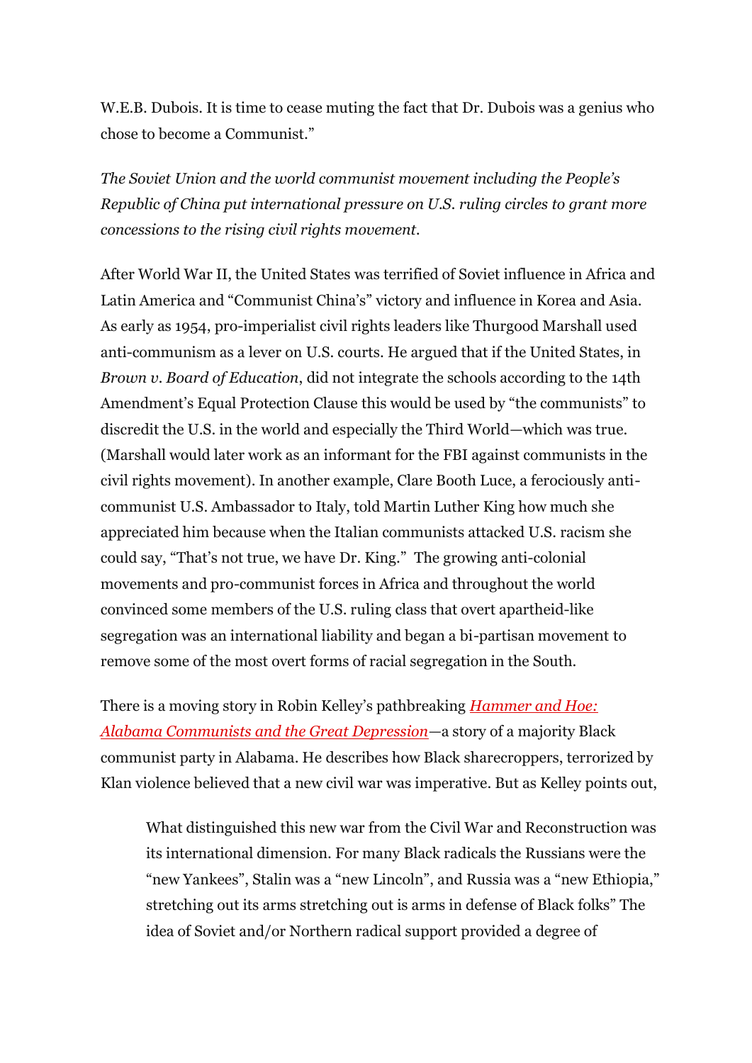W.E.B. Dubois. It is time to cease muting the fact that Dr. Dubois was a genius who chose to become a Communist."

*The Soviet Union and the world communist movement including the People's Republic of China put international pressure on U.S. ruling circles to grant more concessions to the rising civil rights movement.*

After World War II, the United States was terrified of Soviet influence in Africa and Latin America and "Communist China's" victory and influence in Korea and Asia. As early as 1954, pro-imperialist civil rights leaders like Thurgood Marshall used anti-communism as a lever on U.S. courts. He argued that if the United States, in *Brown v. Board of Education*, did not integrate the schools according to the 14th Amendment's Equal Protection Clause this would be used by "the communists" to discredit the U.S. in the world and especially the Third World—which was true. (Marshall would later work as an informant for the FBI against communists in the civil rights movement). In another example, Clare Booth Luce, a ferociously anti-communist U.S. Ambassador to Italy, told Martin Luther King how much she appreciated him because when the Italian communists attacked U.S. racism she could say, "That's not true, we have Dr. King." The growing anti-colonial movements and pro-communist forces in Africa and throughout the world convinced some members of the U.S. ruling class that overt apartheid-like segregation was an international liability and began a bi-partisan movement to remove some of the most overt forms of racial segregation in the South.

There is a moving story in Robin Kelley's pathbreaking *Hammer and Hoe: Alabama Communists and the Great Depression*—a story of a majority Black communist party in Alabama. He describes how Black sharecroppers, terrorized by Klan violence believed that a new civil war was imperative. But as Kelley points out,

> What distinguished this new war from the Civil War and Reconstruction was its international dimension. For many Black radicals the Russians were the "new Yankees", Stalin was a "new Lincoln", and Russia was a "new Ethiopia," stretching out its arms stretching out is arms in defense of Black folks" The idea of Soviet and/or Northern radical support provided a degree of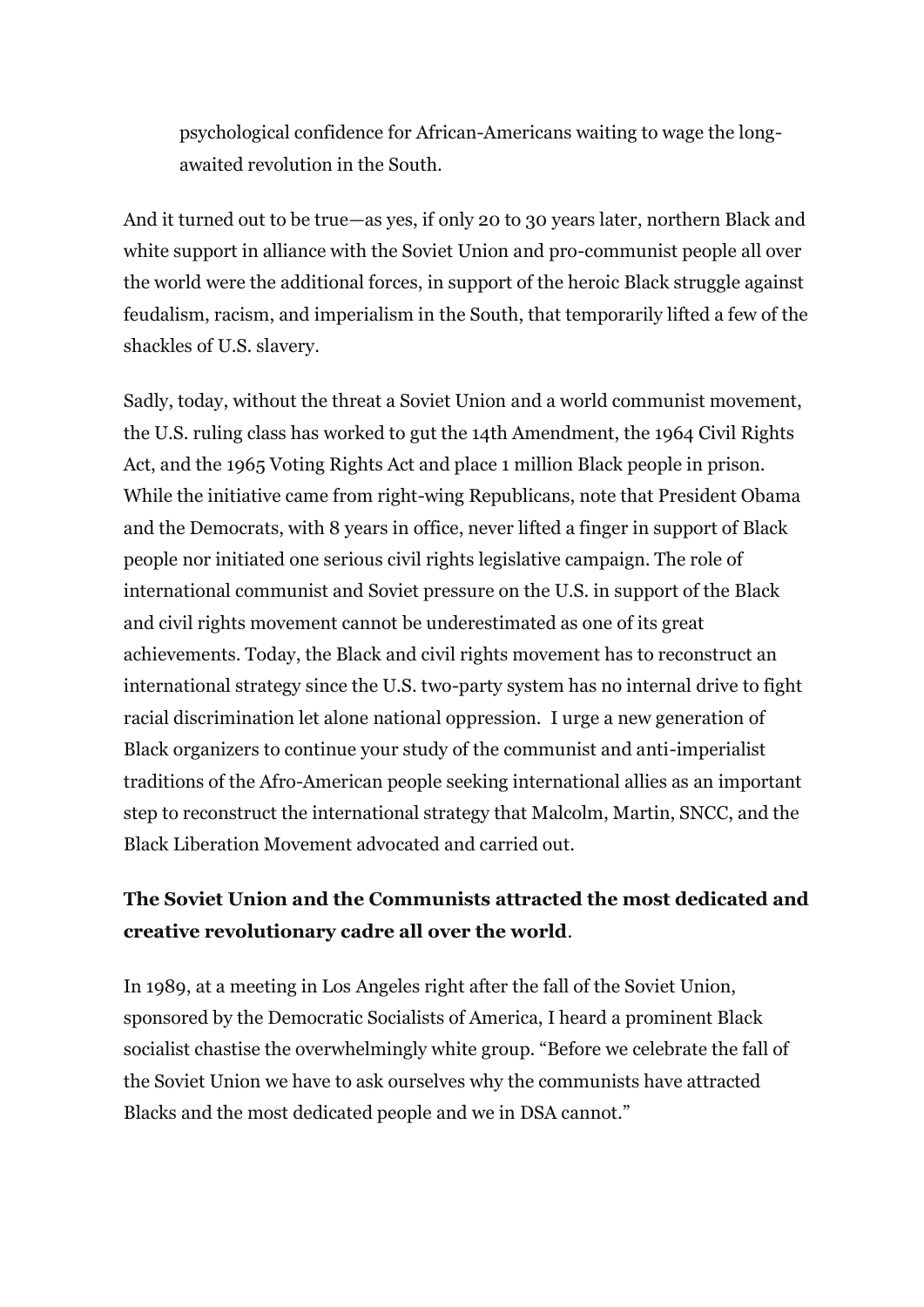> psychological confidence for African-Americans waiting to wage the long-awaited revolution in the South.

And it turned out to be true—as yes, if only 20 to 30 years later, northern Black and white support in alliance with the Soviet Union and pro-communist people all over the world were the additional forces, in support of the heroic Black struggle against feudalism, racism, and imperialism in the South, that temporarily lifted a few of the shackles of U.S. slavery.

Sadly, today, without the threat a Soviet Union and a world communist movement, the U.S. ruling class has worked to gut the 14th Amendment, the 1964 Civil Rights Act, and the 1965 Voting Rights Act and place 1 million Black people in prison. While the initiative came from right-wing Republicans, note that President Obama and the Democrats, with 8 years in office, never lifted a finger in support of Black people nor initiated one serious civil rights legislative campaign. The role of international communist and Soviet pressure on the U.S. in support of the Black and civil rights movement cannot be underestimated as one of its great achievements. Today, the Black and civil rights movement has to reconstruct an international strategy since the U.S. two-party system has no internal drive to fight racial discrimination let alone national oppression. I urge a new generation of Black organizers to continue your study of the communist and anti-imperialist traditions of the Afro-American people seeking international allies as an important step to reconstruct the international strategy that Malcolm, Martin, SNCC, and the Black Liberation Movement advocated and carried out.

**The Soviet Union and the Communists attracted the most dedicated and creative revolutionary cadre all over the world**.

In 1989, at a meeting in Los Angeles right after the fall of the Soviet Union, sponsored by the Democratic Socialists of America, I heard a prominent Black socialist chastise the overwhelmingly white group. "Before we celebrate the fall of the Soviet Union we have to ask ourselves why the communists have attracted Blacks and the most dedicated people and we in DSA cannot."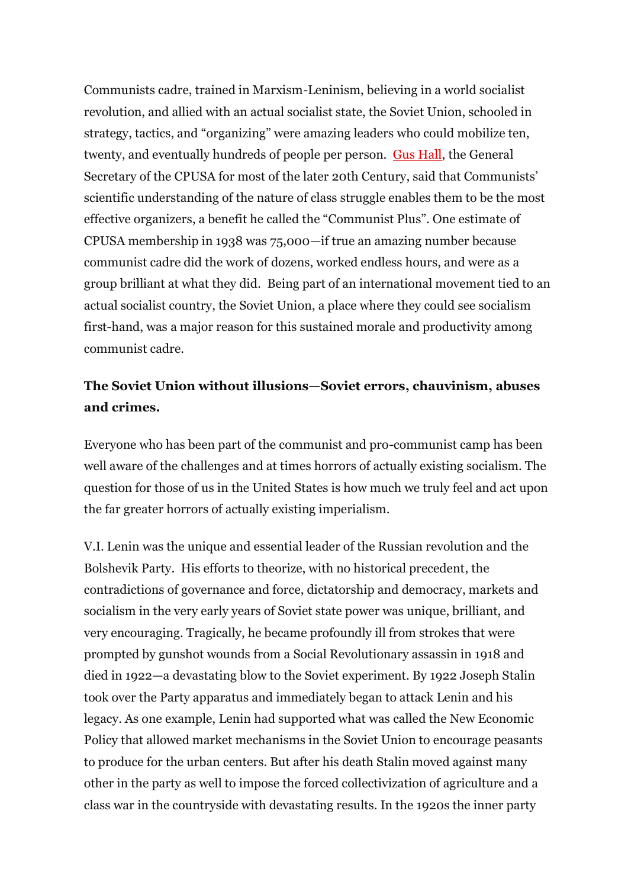Communists cadre, trained in Marxism-Leninism, believing in a world socialist revolution, and allied with an actual socialist state, the Soviet Union, schooled in strategy, tactics, and "organizing" were amazing leaders who could mobilize ten, twenty, and eventually hundreds of people per person. [Gus Hall], the General Secretary of the CPUSA for most of the later 20th Century, said that Communists' scientific understanding of the nature of class struggle enables them to be the most effective organizers, a benefit he called the "Communist Plus". One estimate of CPUSA membership in 1938 was 75,000—if true an amazing number because communist cadre did the work of dozens, worked endless hours, and were as a group brilliant at what they did. Being part of an international movement tied to an actual socialist country, the Soviet Union, a place where they could see socialism first-hand, was a major reason for this sustained morale and productivity among communist cadre.

**The Soviet Union without illusions—Soviet errors, chauvinism, abuses and crimes.**

Everyone who has been part of the communist and pro-communist camp has been well aware of the challenges and at times horrors of actually existing socialism. The question for those of us in the United States is how much we truly feel and act upon the far greater horrors of actually existing imperialism.

V.I. Lenin was the unique and essential leader of the Russian revolution and the Bolshevik Party. His efforts to theorize, with no historical precedent, the contradictions of governance and force, dictatorship and democracy, markets and socialism in the very early years of Soviet state power was unique, brilliant, and very encouraging. Tragically, he became profoundly ill from strokes that were prompted by gunshot wounds from a Social Revolutionary assassin in 1918 and died in 1922—a devastating blow to the Soviet experiment. By 1922 Joseph Stalin took over the Party apparatus and immediately began to attack Lenin and his legacy. As one example, Lenin had supported what was called the New Economic Policy that allowed market mechanisms in the Soviet Union to encourage peasants to produce for the urban centers. But after his death Stalin moved against many other in the party as well to impose the forced collectivization of agriculture and a class war in the countryside with devastating results. In the 1920s the inner party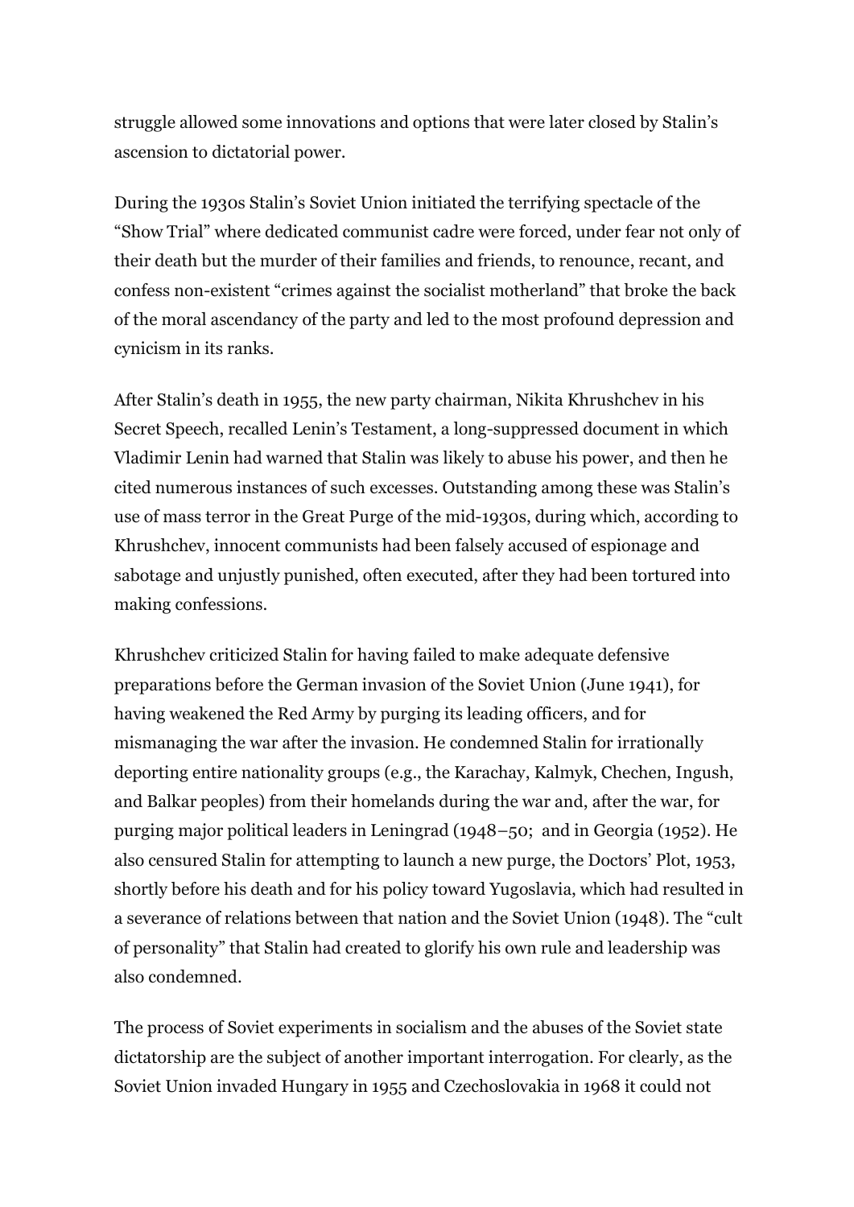struggle allowed some innovations and options that were later closed by Stalin's ascension to dictatorial power.

During the 1930s Stalin's Soviet Union initiated the terrifying spectacle of the "Show Trial" where dedicated communist cadre were forced, under fear not only of their death but the murder of their families and friends, to renounce, recant, and confess non-existent "crimes against the socialist motherland" that broke the back of the moral ascendancy of the party and led to the most profound depression and cynicism in its ranks.

After Stalin's death in 1955, the new party chairman, Nikita Khrushchev in his Secret Speech, recalled Lenin's Testament, a long-suppressed document in which Vladimir Lenin had warned that Stalin was likely to abuse his power, and then he cited numerous instances of such excesses. Outstanding among these was Stalin's use of mass terror in the Great Purge of the mid-1930s, during which, according to Khrushchev, innocent communists had been falsely accused of espionage and sabotage and unjustly punished, often executed, after they had been tortured into making confessions.

Khrushchev criticized Stalin for having failed to make adequate defensive preparations before the German invasion of the Soviet Union (June 1941), for having weakened the Red Army by purging its leading officers, and for mismanaging the war after the invasion. He condemned Stalin for irrationally deporting entire nationality groups (e.g., the Karachay, Kalmyk, Chechen, Ingush, and Balkar peoples) from their homelands during the war and, after the war, for purging major political leaders in Leningrad (1948–50; and in Georgia (1952). He also censured Stalin for attempting to launch a new purge, the Doctors' Plot, 1953, shortly before his death and for his policy toward Yugoslavia, which had resulted in a severance of relations between that nation and the Soviet Union (1948). The "cult of personality" that Stalin had created to glorify his own rule and leadership was also condemned.

The process of Soviet experiments in socialism and the abuses of the Soviet state dictatorship are the subject of another important interrogation. For clearly, as the Soviet Union invaded Hungary in 1955 and Czechoslovakia in 1968 it could not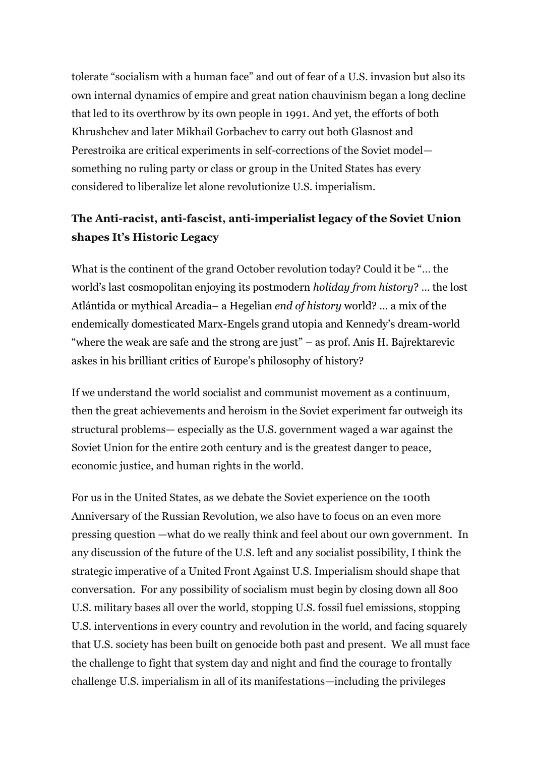tolerate "socialism with a human face" and out of fear of a U.S. invasion but also its own internal dynamics of empire and great nation chauvinism began a long decline that led to its overthrow by its own people in 1991. And yet, the efforts of both Khrushchev and later Mikhail Gorbachev to carry out both Glasnost and Perestroika are critical experiments in self-corrections of the Soviet model— something no ruling party or class or group in the United States has every considered to liberalize let alone revolutionize U.S. imperialism.

**The Anti-racist, anti-fascist, anti-imperialist legacy of the Soviet Union shapes It's Historic Legacy**

What is the continent of the grand October revolution today? Could it be "… the world's last cosmopolitan enjoying its postmodern *holiday from history*? … the lost Atlántida or mythical Arcadia– a Hegelian *end of history* world? … a mix of the endemically domesticated Marx-Engels grand utopia and Kennedy's dream-world "where the weak are safe and the strong are just" – as prof. Anis H. Bajrektarevic askes in his brilliant critics of Europe's philosophy of history?

If we understand the world socialist and communist movement as a continuum, then the great achievements and heroism in the Soviet experiment far outweigh its structural problems— especially as the U.S. government waged a war against the Soviet Union for the entire 20th century and is the greatest danger to peace, economic justice, and human rights in the world.

For us in the United States, as we debate the Soviet experience on the 100th Anniversary of the Russian Revolution, we also have to focus on an even more pressing question —what do we really think and feel about our own government. In any discussion of the future of the U.S. left and any socialist possibility, I think the strategic imperative of a United Front Against U.S. Imperialism should shape that conversation. For any possibility of socialism must begin by closing down all 800 U.S. military bases all over the world, stopping U.S. fossil fuel emissions, stopping U.S. interventions in every country and revolution in the world, and facing squarely that U.S. society has been built on genocide both past and present. We all must face the challenge to fight that system day and night and find the courage to frontally challenge U.S. imperialism in all of its manifestations—including the privileges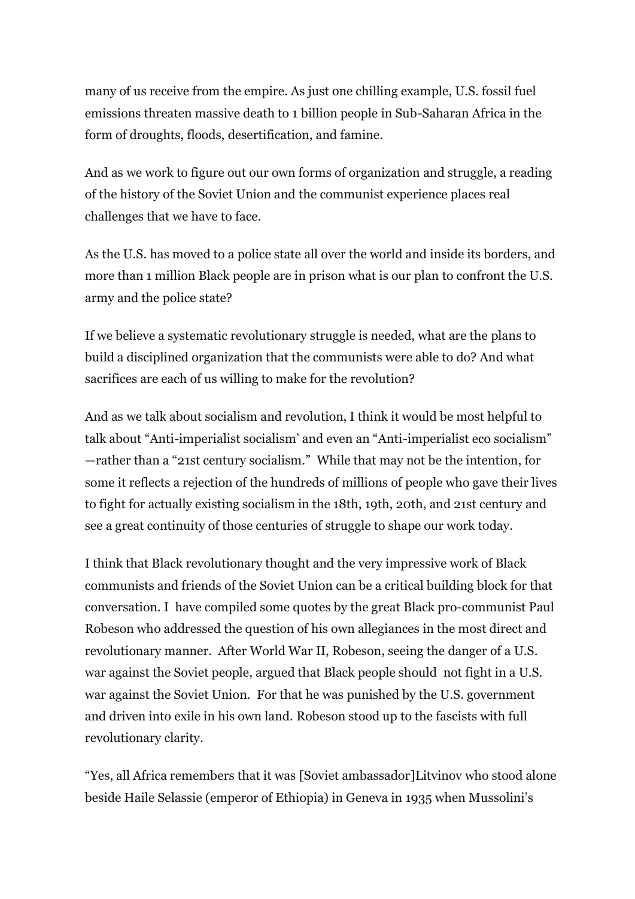many of us receive from the empire. As just one chilling example, U.S. fossil fuel emissions threaten massive death to 1 billion people in Sub-Saharan Africa in the form of droughts, floods, desertification, and famine.

And as we work to figure out our own forms of organization and struggle, a reading of the history of the Soviet Union and the communist experience places real challenges that we have to face.

As the U.S. has moved to a police state all over the world and inside its borders, and more than 1 million Black people are in prison what is our plan to confront the U.S. army and the police state?

If we believe a systematic revolutionary struggle is needed, what are the plans to build a disciplined organization that the communists were able to do? And what sacrifices are each of us willing to make for the revolution?

And as we talk about socialism and revolution, I think it would be most helpful to talk about "Anti-imperialist socialism' and even an "Anti-imperialist eco socialism" —rather than a "21st century socialism." While that may not be the intention, for some it reflects a rejection of the hundreds of millions of people who gave their lives to fight for actually existing socialism in the 18th, 19th, 20th, and 21st century and see a great continuity of those centuries of struggle to shape our work today.

I think that Black revolutionary thought and the very impressive work of Black communists and friends of the Soviet Union can be a critical building block for that conversation. I have compiled some quotes by the great Black pro-communist Paul Robeson who addressed the question of his own allegiances in the most direct and revolutionary manner. After World War II, Robeson, seeing the danger of a U.S. war against the Soviet people, argued that Black people should not fight in a U.S. war against the Soviet Union. For that he was punished by the U.S. government and driven into exile in his own land. Robeson stood up to the fascists with full revolutionary clarity.

"Yes, all Africa remembers that it was [Soviet ambassador]Litvinov who stood alone beside Haile Selassie (emperor of Ethiopia) in Geneva in 1935 when Mussolini's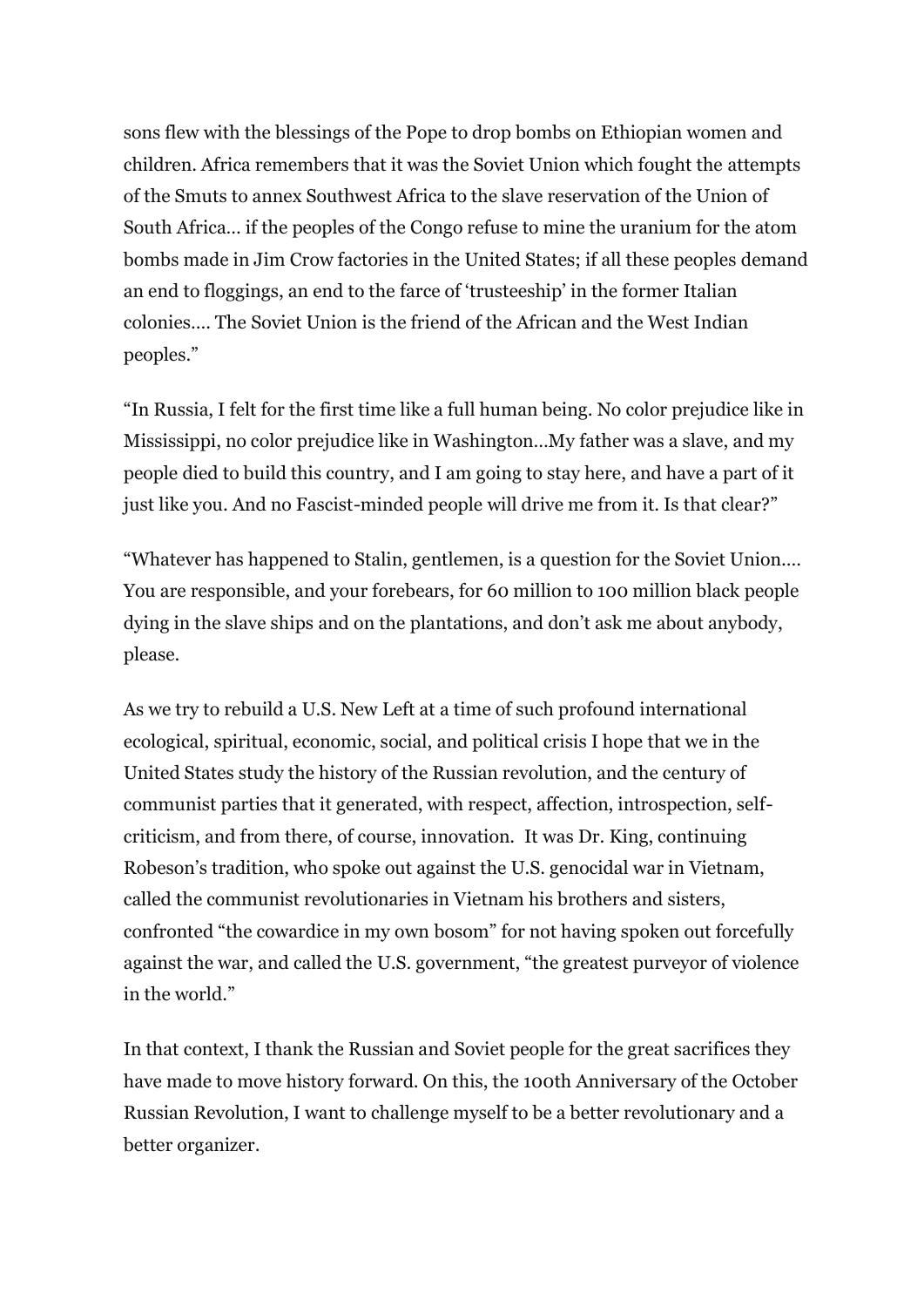sons flew with the blessings of the Pope to drop bombs on Ethiopian women and children. Africa remembers that it was the Soviet Union which fought the attempts of the Smuts to annex Southwest Africa to the slave reservation of the Union of South Africa… if the peoples of the Congo refuse to mine the uranium for the atom bombs made in Jim Crow factories in the United States; if all these peoples demand an end to floggings, an end to the farce of 'trusteeship' in the former Italian colonies…. The Soviet Union is the friend of the African and the West Indian peoples."

"In Russia, I felt for the first time like a full human being. No color prejudice like in Mississippi, no color prejudice like in Washington…My father was a slave, and my people died to build this country, and I am going to stay here, and have a part of it just like you. And no Fascist-minded people will drive me from it. Is that clear?"

"Whatever has happened to Stalin, gentlemen, is a question for the Soviet Union…. You are responsible, and your forebears, for 60 million to 100 million black people dying in the slave ships and on the plantations, and don't ask me about anybody, please.

As we try to rebuild a U.S. New Left at a time of such profound international ecological, spiritual, economic, social, and political crisis I hope that we in the United States study the history of the Russian revolution, and the century of communist parties that it generated, with respect, affection, introspection, self-criticism, and from there, of course, innovation. It was Dr. King, continuing Robeson's tradition, who spoke out against the U.S. genocidal war in Vietnam, called the communist revolutionaries in Vietnam his brothers and sisters, confronted "the cowardice in my own bosom" for not having spoken out forcefully against the war, and called the U.S. government, "the greatest purveyor of violence in the world."

In that context, I thank the Russian and Soviet people for the great sacrifices they have made to move history forward. On this, the 100th Anniversary of the October Russian Revolution, I want to challenge myself to be a better revolutionary and a better organizer.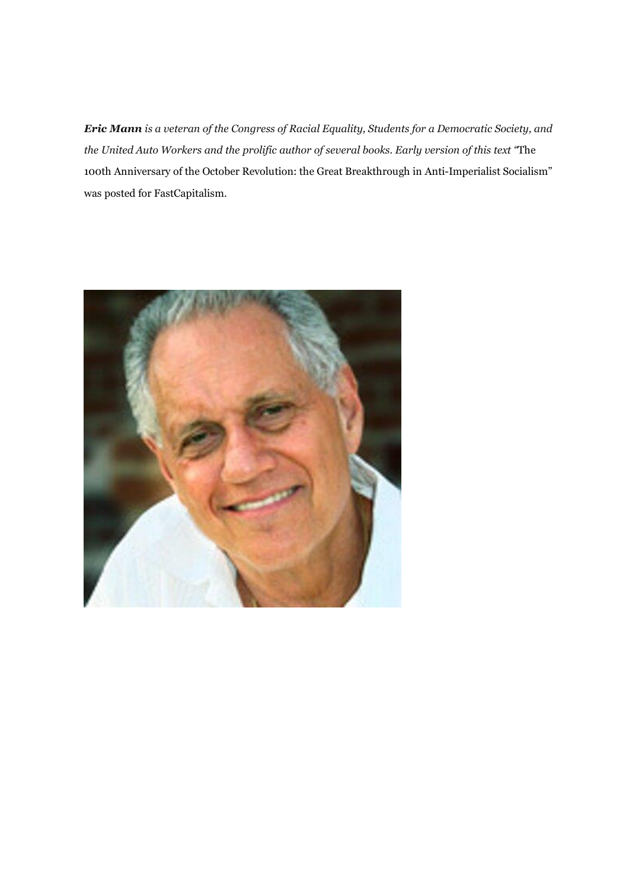***Eric Mann** is a veteran of the Congress of Racial Equality, Students for a Democratic Society, and the United Auto Workers and the prolific author of several books. Early version of this text "*The 100th Anniversary of the October Revolution: the Great Breakthrough in Anti-Imperialist Socialism" was posted for FastCapitalism.